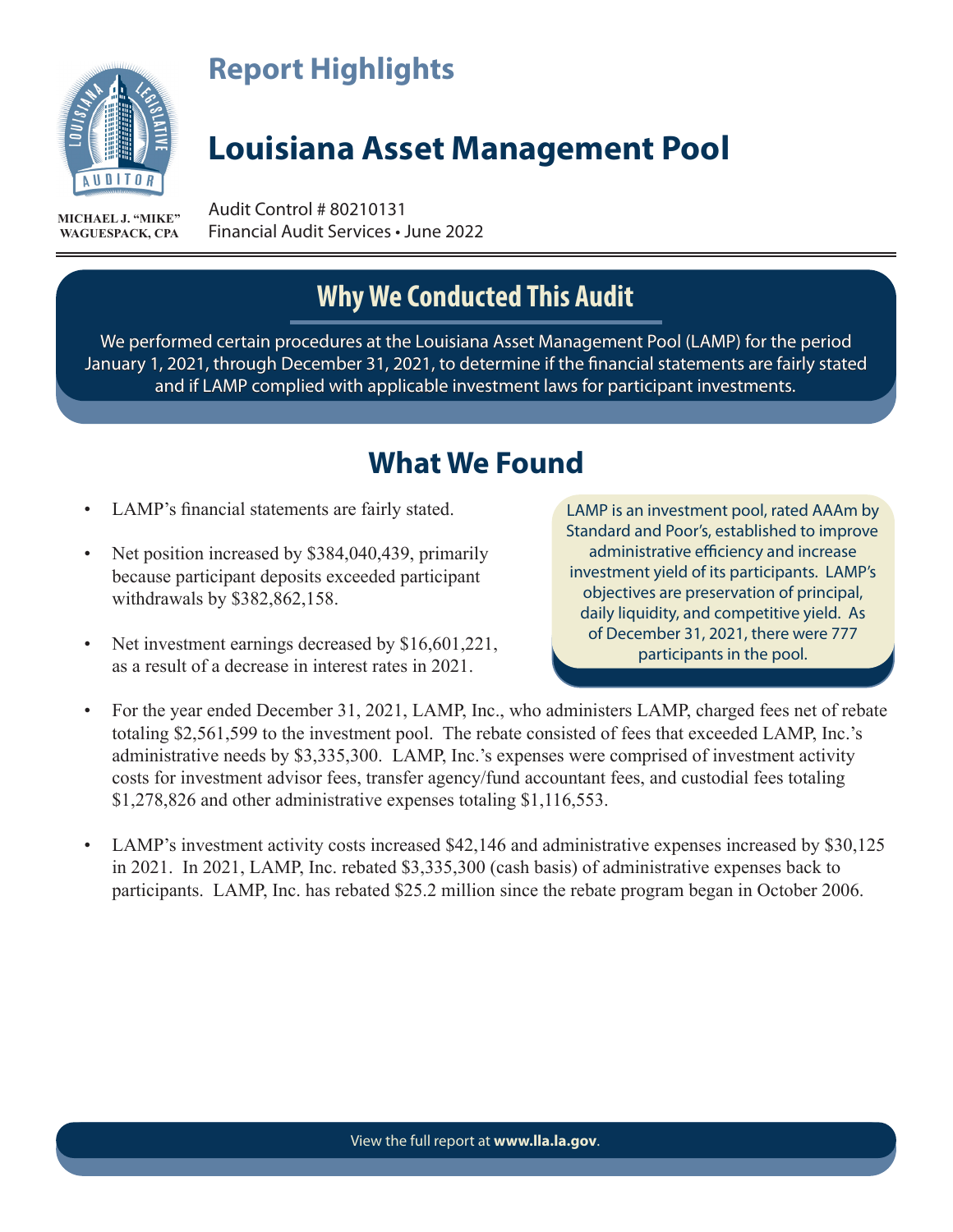MICHAEL J. "MIKE" WAGUESPACK, CPA

# Report Highlights

# Louisiana Asset Management Pool

Audit Control # 80210131
Financial Audit Services • June 2022

## Why We Conducted This Audit

We performed certain procedures at the Louisiana Asset Management Pool (LAMP) for the period January 1, 2021, through December 31, 2021, to determine if the financial statements are fairly stated and if LAMP complied with applicable investment laws for participant investments.

## What We Found

- LAMP's financial statements are fairly stated.
- Net position increased by $384,040,439, primarily because participant deposits exceeded participant withdrawals by $382,862,158.
- Net investment earnings decreased by $16,601,221, as a result of a decrease in interest rates in 2021.

LAMP is an investment pool, rated AAAm by Standard and Poor's, established to improve administrative efficiency and increase investment yield of its participants. LAMP's objectives are preservation of principal, daily liquidity, and competitive yield. As of December 31, 2021, there were 777 participants in the pool.

- For the year ended December 31, 2021, LAMP, Inc., who administers LAMP, charged fees net of rebate totaling $2,561,599 to the investment pool. The rebate consisted of fees that exceeded LAMP, Inc.'s administrative needs by $3,335,300. LAMP, Inc.'s expenses were comprised of investment activity costs for investment advisor fees, transfer agency/fund accountant fees, and custodial fees totaling $1,278,826 and other administrative expenses totaling $1,116,553.
- LAMP's investment activity costs increased $42,146 and administrative expenses increased by $30,125 in 2021. In 2021, LAMP, Inc. rebated $3,335,300 (cash basis) of administrative expenses back to participants. LAMP, Inc. has rebated $25.2 million since the rebate program began in October 2006.

View the full report at **www.lla.la.gov**.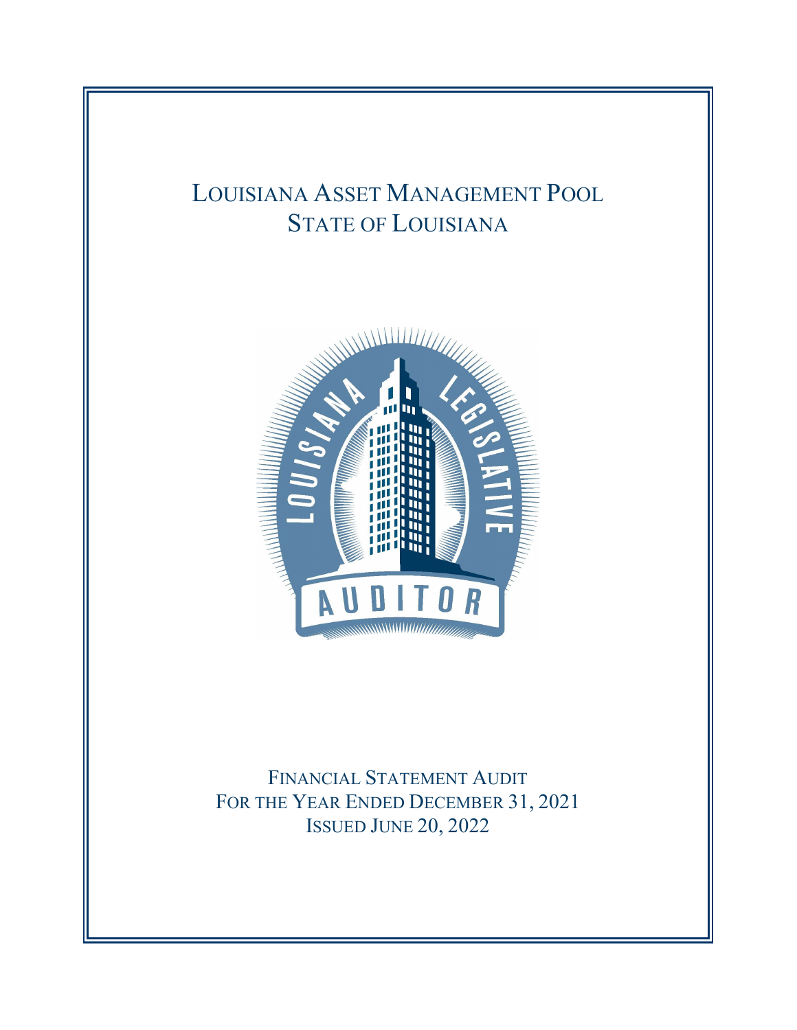# LOUISIANA ASSET MANAGEMENT POOL
# STATE OF LOUISIANA

FINANCIAL STATEMENT AUDIT
FOR THE YEAR ENDED DECEMBER 31, 2021
ISSUED JUNE 20, 2022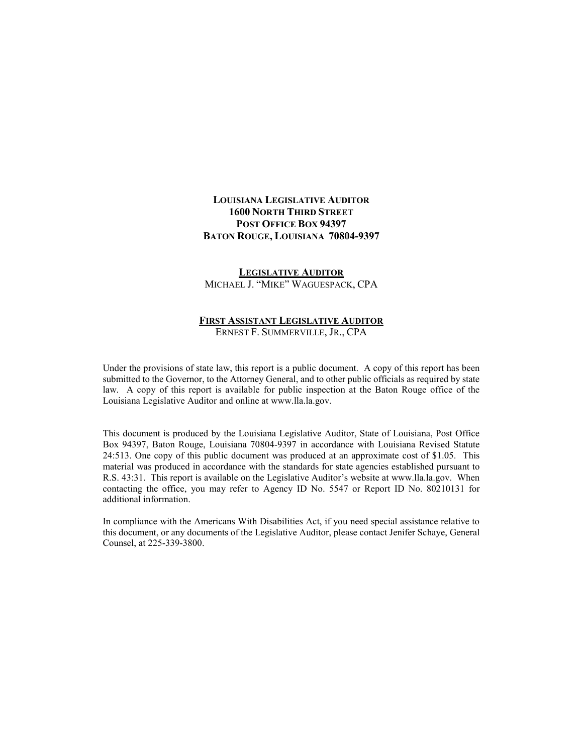**LOUISIANA LEGISLATIVE AUDITOR**
**1600 NORTH THIRD STREET**
**POST OFFICE BOX 94397**
**BATON ROUGE, LOUISIANA 70804-9397**

**LEGISLATIVE AUDITOR**
MICHAEL J. "MIKE" WAGUESPACK, CPA

**FIRST ASSISTANT LEGISLATIVE AUDITOR**
ERNEST F. SUMMERVILLE, JR., CPA

Under the provisions of state law, this report is a public document. A copy of this report has been submitted to the Governor, to the Attorney General, and to other public officials as required by state law. A copy of this report is available for public inspection at the Baton Rouge office of the Louisiana Legislative Auditor and online at www.lla.la.gov.

This document is produced by the Louisiana Legislative Auditor, State of Louisiana, Post Office Box 94397, Baton Rouge, Louisiana 70804-9397 in accordance with Louisiana Revised Statute 24:513. One copy of this public document was produced at an approximate cost of $1.05. This material was produced in accordance with the standards for state agencies established pursuant to R.S. 43:31. This report is available on the Legislative Auditor's website at www.lla.la.gov. When contacting the office, you may refer to Agency ID No. 5547 or Report ID No. 80210131 for additional information.

In compliance with the Americans With Disabilities Act, if you need special assistance relative to this document, or any documents of the Legislative Auditor, please contact Jenifer Schaye, General Counsel, at 225-339-3800.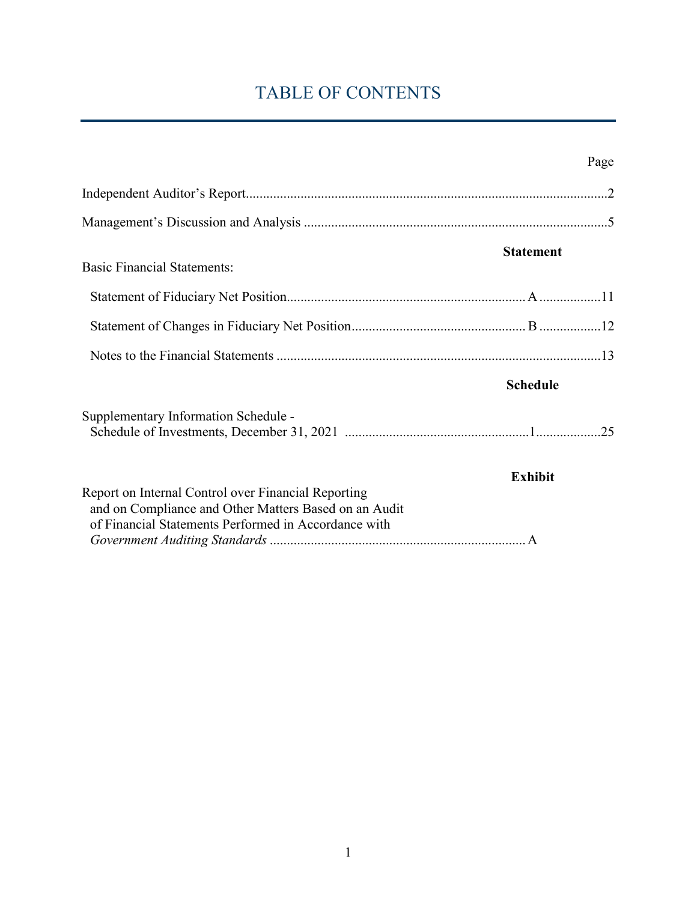# TABLE OF CONTENTS

| | | Page |
|---|---|---|
| Independent Auditor's Report | | 2 |
| Management's Discussion and Analysis | | 5 |
| | **Statement** | |
| Basic Financial Statements: | | |
| Statement of Fiduciary Net Position | A | 11 |
| Statement of Changes in Fiduciary Net Position | B | 12 |
| Notes to the Financial Statements | | 13 |
| | **Schedule** | |
| Supplementary Information Schedule - Schedule of Investments, December 31, 2021 | 1 | 25 |
| | **Exhibit** | |
| Report on Internal Control over Financial Reporting and on Compliance and Other Matters Based on an Audit of Financial Statements Performed in Accordance with *Government Auditing Standards* | A | |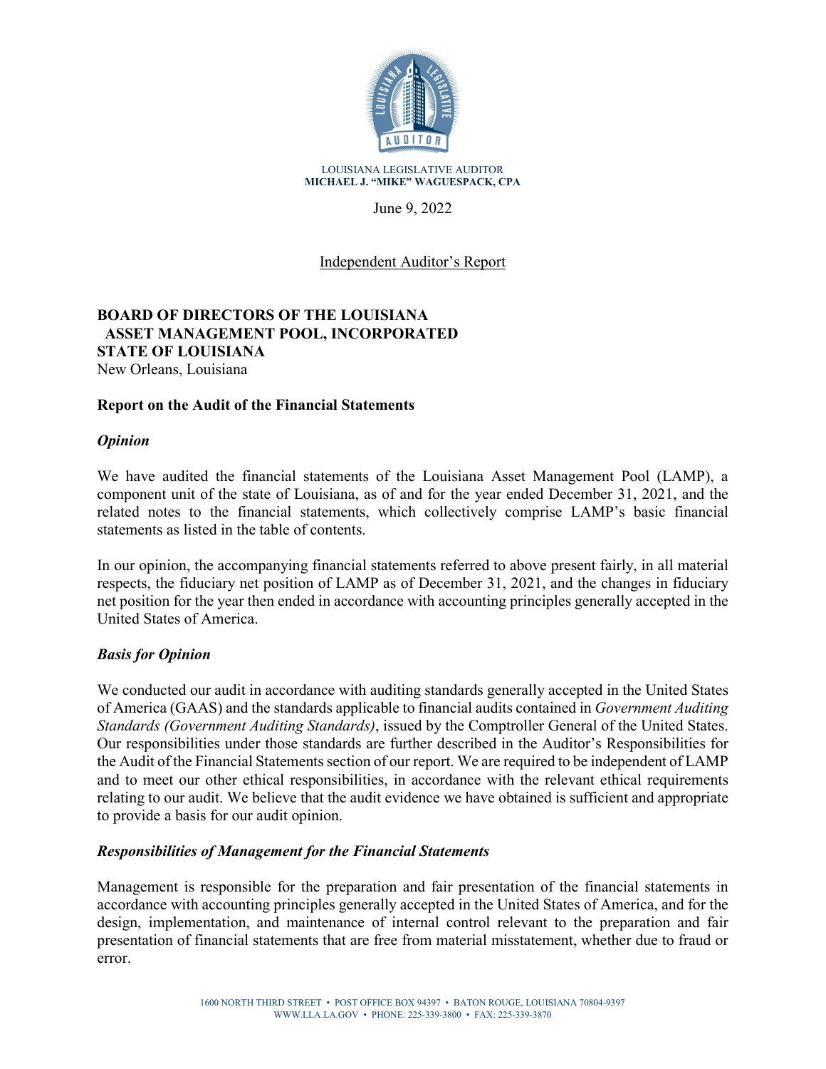LOUISIANA LEGISLATIVE AUDITOR
**MICHAEL J. "MIKE" WAGUESPACK, CPA**

June 9, 2022

Independent Auditor's Report

**BOARD OF DIRECTORS OF THE LOUISIANA ASSET MANAGEMENT POOL, INCORPORATED**
**STATE OF LOUISIANA**
New Orleans, Louisiana

## Report on the Audit of the Financial Statements

### *Opinion*

We have audited the financial statements of the Louisiana Asset Management Pool (LAMP), a component unit of the state of Louisiana, as of and for the year ended December 31, 2021, and the related notes to the financial statements, which collectively comprise LAMP's basic financial statements as listed in the table of contents.

In our opinion, the accompanying financial statements referred to above present fairly, in all material respects, the fiduciary net position of LAMP as of December 31, 2021, and the changes in fiduciary net position for the year then ended in accordance with accounting principles generally accepted in the United States of America.

### *Basis for Opinion*

We conducted our audit in accordance with auditing standards generally accepted in the United States of America (GAAS) and the standards applicable to financial audits contained in *Government Auditing Standards (Government Auditing Standards)*, issued by the Comptroller General of the United States. Our responsibilities under those standards are further described in the Auditor's Responsibilities for the Audit of the Financial Statements section of our report. We are required to be independent of LAMP and to meet our other ethical responsibilities, in accordance with the relevant ethical requirements relating to our audit. We believe that the audit evidence we have obtained is sufficient and appropriate to provide a basis for our audit opinion.

### *Responsibilities of Management for the Financial Statements*

Management is responsible for the preparation and fair presentation of the financial statements in accordance with accounting principles generally accepted in the United States of America, and for the design, implementation, and maintenance of internal control relevant to the preparation and fair presentation of financial statements that are free from material misstatement, whether due to fraud or error.

1600 NORTH THIRD STREET • POST OFFICE BOX 94397 • BATON ROUGE, LOUISIANA 70804-9397
WWW.LLA.LA.GOV • PHONE: 225-339-3800 • FAX: 225-339-3870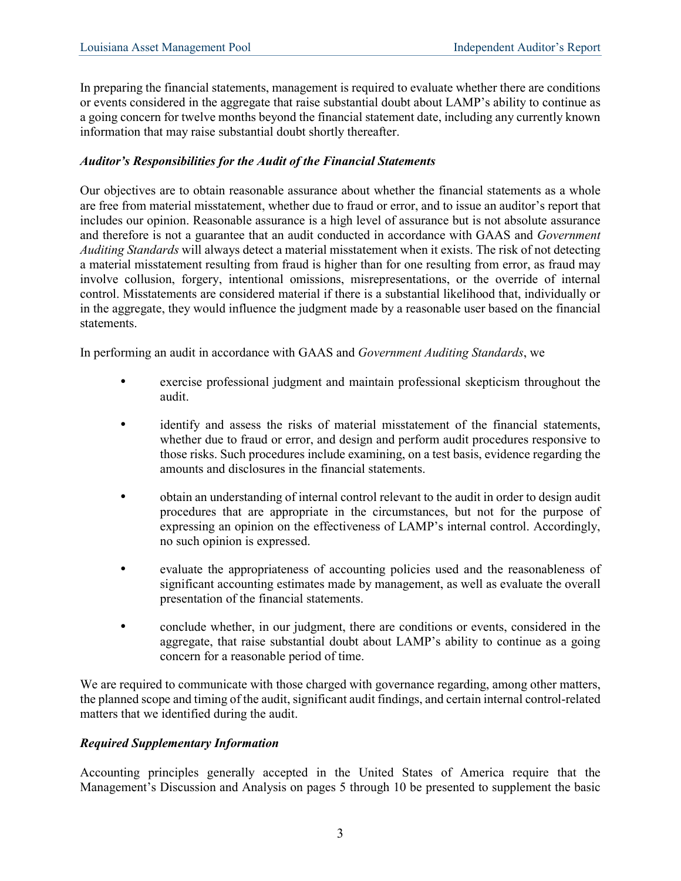In preparing the financial statements, management is required to evaluate whether there are conditions or events considered in the aggregate that raise substantial doubt about LAMP's ability to continue as a going concern for twelve months beyond the financial statement date, including any currently known information that may raise substantial doubt shortly thereafter.

***Auditor's Responsibilities for the Audit of the Financial Statements***

Our objectives are to obtain reasonable assurance about whether the financial statements as a whole are free from material misstatement, whether due to fraud or error, and to issue an auditor's report that includes our opinion. Reasonable assurance is a high level of assurance but is not absolute assurance and therefore is not a guarantee that an audit conducted in accordance with GAAS and *Government Auditing Standards* will always detect a material misstatement when it exists. The risk of not detecting a material misstatement resulting from fraud is higher than for one resulting from error, as fraud may involve collusion, forgery, intentional omissions, misrepresentations, or the override of internal control. Misstatements are considered material if there is a substantial likelihood that, individually or in the aggregate, they would influence the judgment made by a reasonable user based on the financial statements.

In performing an audit in accordance with GAAS and *Government Auditing Standards*, we

- exercise professional judgment and maintain professional skepticism throughout the audit.
- identify and assess the risks of material misstatement of the financial statements, whether due to fraud or error, and design and perform audit procedures responsive to those risks. Such procedures include examining, on a test basis, evidence regarding the amounts and disclosures in the financial statements.
- obtain an understanding of internal control relevant to the audit in order to design audit procedures that are appropriate in the circumstances, but not for the purpose of expressing an opinion on the effectiveness of LAMP's internal control. Accordingly, no such opinion is expressed.
- evaluate the appropriateness of accounting policies used and the reasonableness of significant accounting estimates made by management, as well as evaluate the overall presentation of the financial statements.
- conclude whether, in our judgment, there are conditions or events, considered in the aggregate, that raise substantial doubt about LAMP's ability to continue as a going concern for a reasonable period of time.

We are required to communicate with those charged with governance regarding, among other matters, the planned scope and timing of the audit, significant audit findings, and certain internal control-related matters that we identified during the audit.

***Required Supplementary Information***

Accounting principles generally accepted in the United States of America require that the Management's Discussion and Analysis on pages 5 through 10 be presented to supplement the basic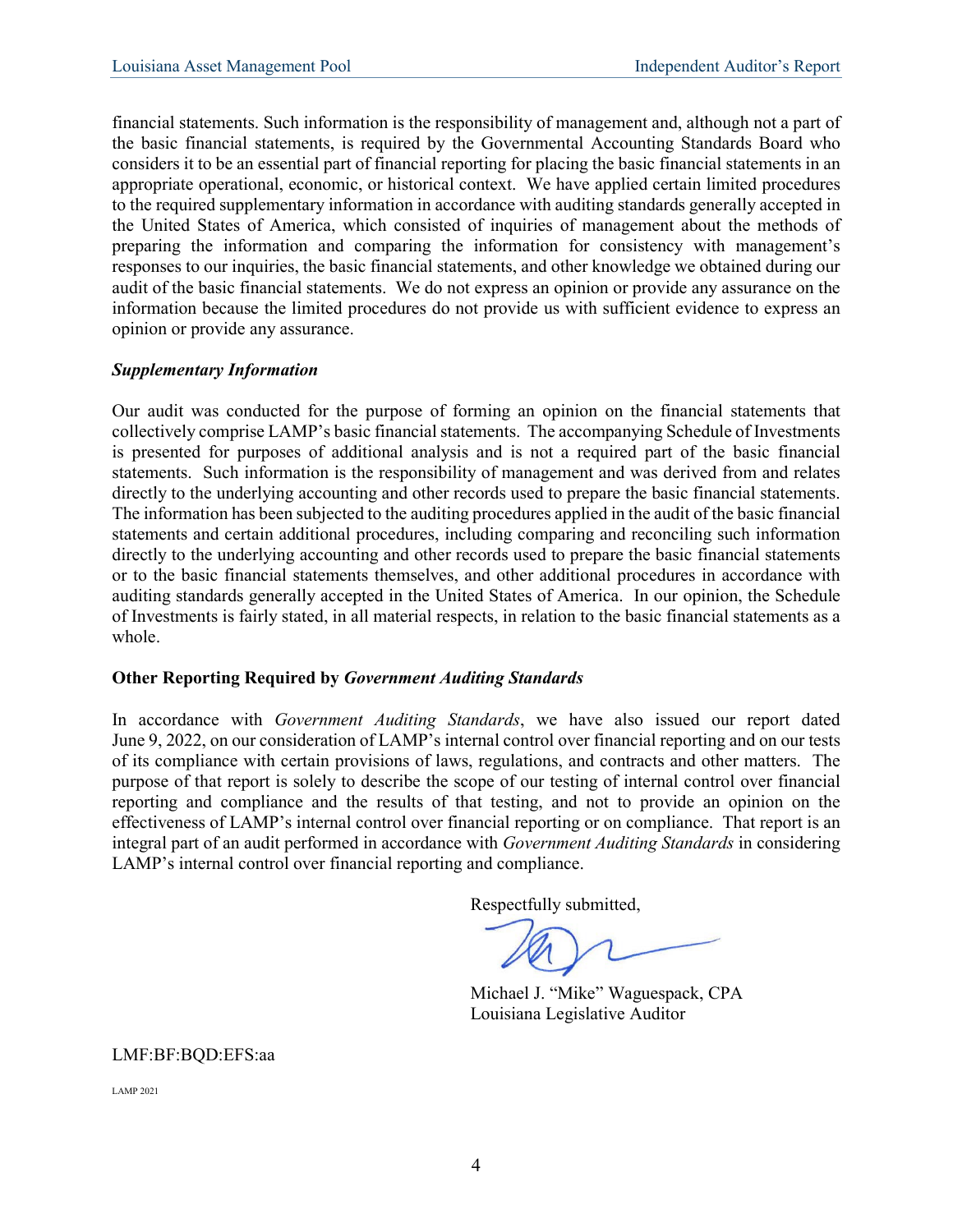financial statements. Such information is the responsibility of management and, although not a part of the basic financial statements, is required by the Governmental Accounting Standards Board who considers it to be an essential part of financial reporting for placing the basic financial statements in an appropriate operational, economic, or historical context. We have applied certain limited procedures to the required supplementary information in accordance with auditing standards generally accepted in the United States of America, which consisted of inquiries of management about the methods of preparing the information and comparing the information for consistency with management's responses to our inquiries, the basic financial statements, and other knowledge we obtained during our audit of the basic financial statements. We do not express an opinion or provide any assurance on the information because the limited procedures do not provide us with sufficient evidence to express an opinion or provide any assurance.

***Supplementary Information***

Our audit was conducted for the purpose of forming an opinion on the financial statements that collectively comprise LAMP's basic financial statements. The accompanying Schedule of Investments is presented for purposes of additional analysis and is not a required part of the basic financial statements. Such information is the responsibility of management and was derived from and relates directly to the underlying accounting and other records used to prepare the basic financial statements. The information has been subjected to the auditing procedures applied in the audit of the basic financial statements and certain additional procedures, including comparing and reconciling such information directly to the underlying accounting and other records used to prepare the basic financial statements or to the basic financial statements themselves, and other additional procedures in accordance with auditing standards generally accepted in the United States of America. In our opinion, the Schedule of Investments is fairly stated, in all material respects, in relation to the basic financial statements as a whole.

**Other Reporting Required by *Government Auditing Standards***

In accordance with *Government Auditing Standards*, we have also issued our report dated June 9, 2022, on our consideration of LAMP's internal control over financial reporting and on our tests of its compliance with certain provisions of laws, regulations, and contracts and other matters. The purpose of that report is solely to describe the scope of our testing of internal control over financial reporting and compliance and the results of that testing, and not to provide an opinion on the effectiveness of LAMP's internal control over financial reporting or on compliance. That report is an integral part of an audit performed in accordance with *Government Auditing Standards* in considering LAMP's internal control over financial reporting and compliance.

Respectfully submitted,

Michael J. "Mike" Waguespack, CPA
Louisiana Legislative Auditor

LMF:BF:BQD:EFS:aa

LAMP 2021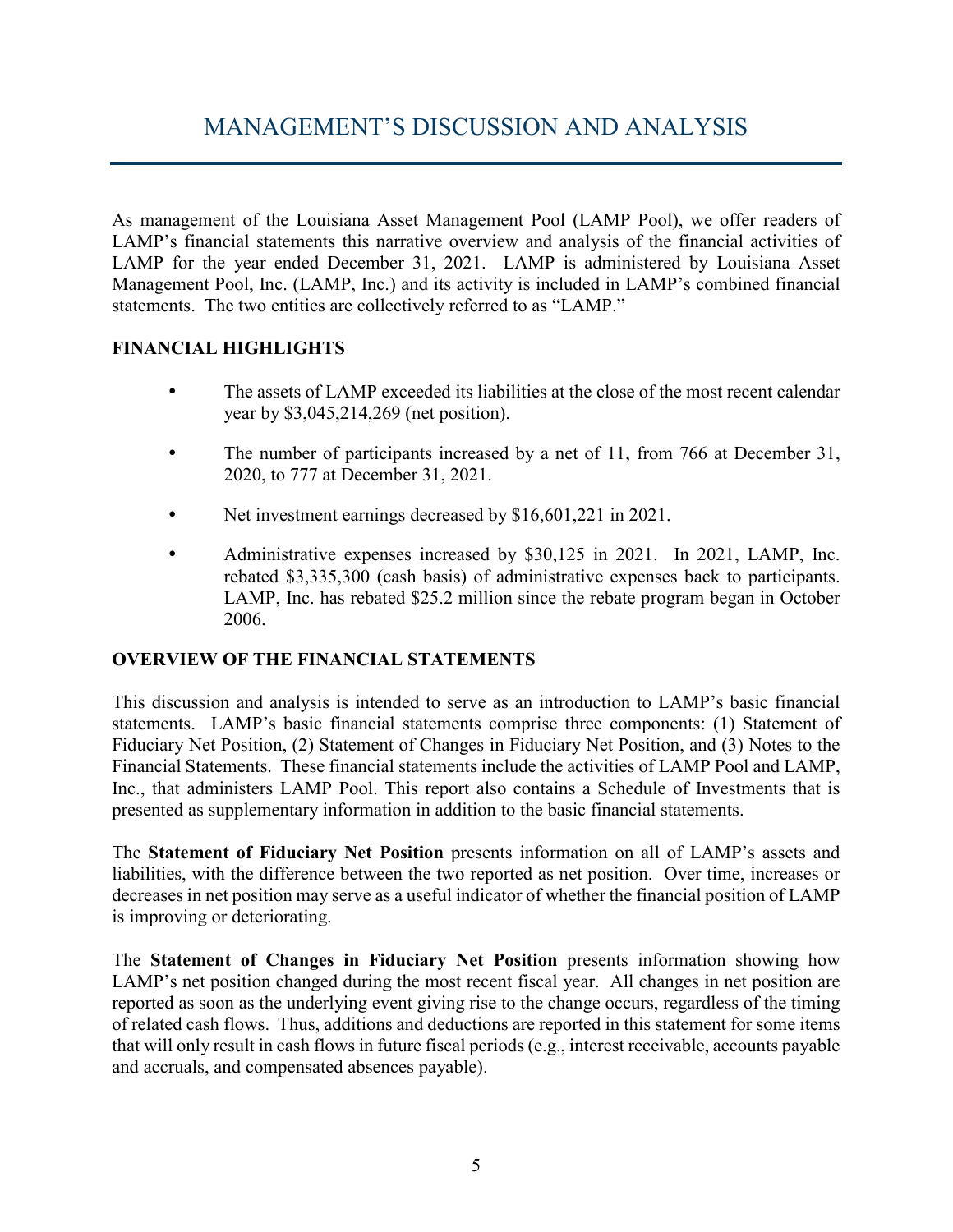# MANAGEMENT'S DISCUSSION AND ANALYSIS

As management of the Louisiana Asset Management Pool (LAMP Pool), we offer readers of LAMP's financial statements this narrative overview and analysis of the financial activities of LAMP for the year ended December 31, 2021. LAMP is administered by Louisiana Asset Management Pool, Inc. (LAMP, Inc.) and its activity is included in LAMP's combined financial statements. The two entities are collectively referred to as "LAMP."

## FINANCIAL HIGHLIGHTS

- The assets of LAMP exceeded its liabilities at the close of the most recent calendar year by $3,045,214,269 (net position).
- The number of participants increased by a net of 11, from 766 at December 31, 2020, to 777 at December 31, 2021.
- Net investment earnings decreased by $16,601,221 in 2021.
- Administrative expenses increased by $30,125 in 2021. In 2021, LAMP, Inc. rebated $3,335,300 (cash basis) of administrative expenses back to participants. LAMP, Inc. has rebated $25.2 million since the rebate program began in October 2006.

## OVERVIEW OF THE FINANCIAL STATEMENTS

This discussion and analysis is intended to serve as an introduction to LAMP's basic financial statements. LAMP's basic financial statements comprise three components: (1) Statement of Fiduciary Net Position, (2) Statement of Changes in Fiduciary Net Position, and (3) Notes to the Financial Statements. These financial statements include the activities of LAMP Pool and LAMP, Inc., that administers LAMP Pool. This report also contains a Schedule of Investments that is presented as supplementary information in addition to the basic financial statements.

The **Statement of Fiduciary Net Position** presents information on all of LAMP's assets and liabilities, with the difference between the two reported as net position. Over time, increases or decreases in net position may serve as a useful indicator of whether the financial position of LAMP is improving or deteriorating.

The **Statement of Changes in Fiduciary Net Position** presents information showing how LAMP's net position changed during the most recent fiscal year. All changes in net position are reported as soon as the underlying event giving rise to the change occurs, regardless of the timing of related cash flows. Thus, additions and deductions are reported in this statement for some items that will only result in cash flows in future fiscal periods (e.g., interest receivable, accounts payable and accruals, and compensated absences payable).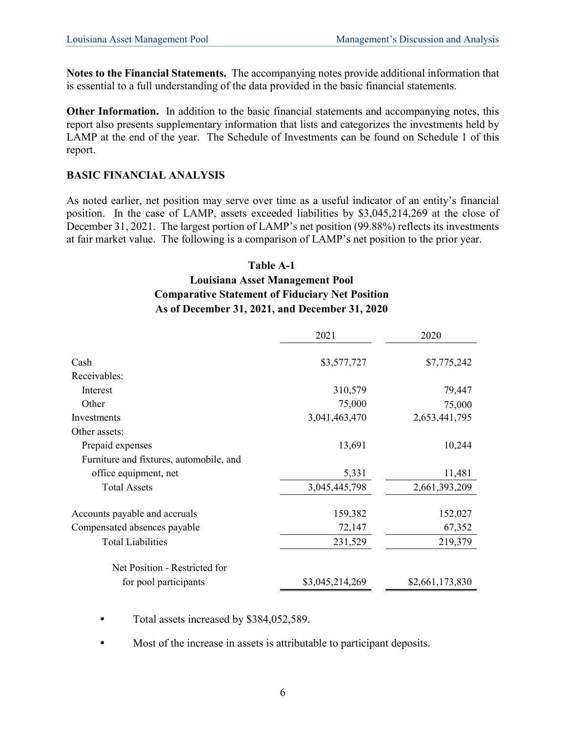**Notes to the Financial Statements.** The accompanying notes provide additional information that is essential to a full understanding of the data provided in the basic financial statements.

**Other Information.** In addition to the basic financial statements and accompanying notes, this report also presents supplementary information that lists and categorizes the investments held by LAMP at the end of the year. The Schedule of Investments can be found on Schedule 1 of this report.

## BASIC FINANCIAL ANALYSIS

As noted earlier, net position may serve over time as a useful indicator of an entity's financial position. In the case of LAMP, assets exceeded liabilities by $3,045,214,269 at the close of December 31, 2021. The largest portion of LAMP's net position (99.88%) reflects its investments at fair market value. The following is a comparison of LAMP's net position to the prior year.

**Table A-1**
**Louisiana Asset Management Pool**
**Comparative Statement of Fiduciary Net Position**
**As of December 31, 2021, and December 31, 2020**

| | 2021 | 2020 |
|---|---|---|
| Cash | $3,577,727 | $7,775,242 |
| Receivables: | | |
| Interest | 310,579 | 79,447 |
| Other | 75,000 | 75,000 |
| Investments | 3,041,463,470 | 2,653,441,795 |
| Other assets: | | |
| Prepaid expenses | 13,691 | 10,244 |
| Furniture and fixtures, automobile, and office equipment, net | 5,331 | 11,481 |
| Total Assets | 3,045,445,798 | 2,661,393,209 |
| Accounts payable and accruals | 159,382 | 152,027 |
| Compensated absences payable | 72,147 | 67,352 |
| Total Liabilities | 231,529 | 219,379 |
| Net Position - Restricted for for pool participants | $3,045,214,269 | $2,661,173,830 |

- Total assets increased by $384,052,589.
- Most of the increase in assets is attributable to participant deposits.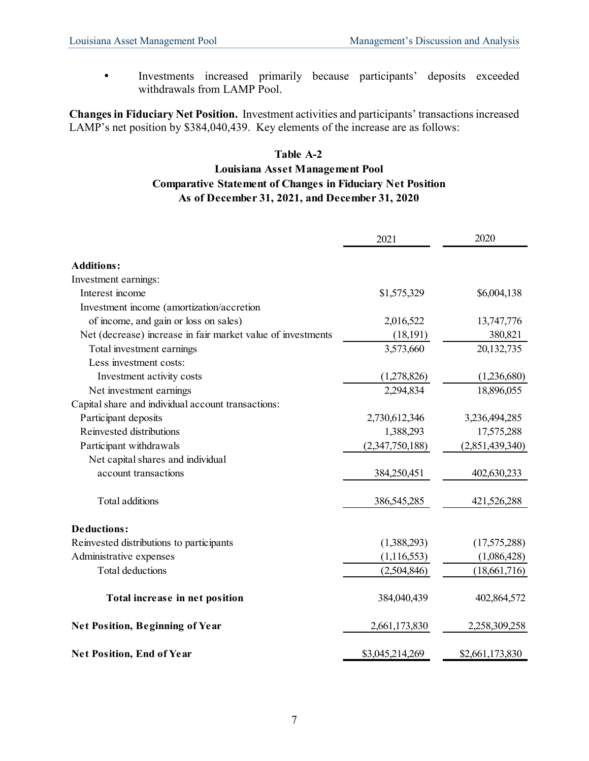- Investments increased primarily because participants' deposits exceeded withdrawals from LAMP Pool.

**Changes in Fiduciary Net Position.** Investment activities and participants' transactions increased LAMP's net position by $384,040,439. Key elements of the increase are as follows:

**Table A-2**
**Louisiana Asset Management Pool**
**Comparative Statement of Changes in Fiduciary Net Position**
**As of December 31, 2021, and December 31, 2020**

| | 2021 | 2020 |
|---|---|---|
| **Additions:** | | |
| Investment earnings: | | |
| Interest income | $1,575,329 | $6,004,138 |
| Investment income (amortization/accretion of income, and gain or loss on sales) | 2,016,522 | 13,747,776 |
| Net (decrease) increase in fair market value of investments | (18,191) | 380,821 |
| Total investment earnings | 3,573,660 | 20,132,735 |
| Less investment costs: | | |
| Investment activity costs | (1,278,826) | (1,236,680) |
| Net investment earnings | 2,294,834 | 18,896,055 |
| Capital share and individual account transactions: | | |
| Participant deposits | 2,730,612,346 | 3,236,494,285 |
| Reinvested distributions | 1,388,293 | 17,575,288 |
| Participant withdrawals | (2,347,750,188) | (2,851,439,340) |
| Net capital shares and individual account transactions | 384,250,451 | 402,630,233 |
| Total additions | 386,545,285 | 421,526,288 |
| **Deductions:** | | |
| Reinvested distributions to participants | (1,388,293) | (17,575,288) |
| Administrative expenses | (1,116,553) | (1,086,428) |
| Total deductions | (2,504,846) | (18,661,716) |
| **Total increase in net position** | 384,040,439 | 402,864,572 |
| **Net Position, Beginning of Year** | 2,661,173,830 | 2,258,309,258 |
| **Net Position, End of Year** | $3,045,214,269 | $2,661,173,830 |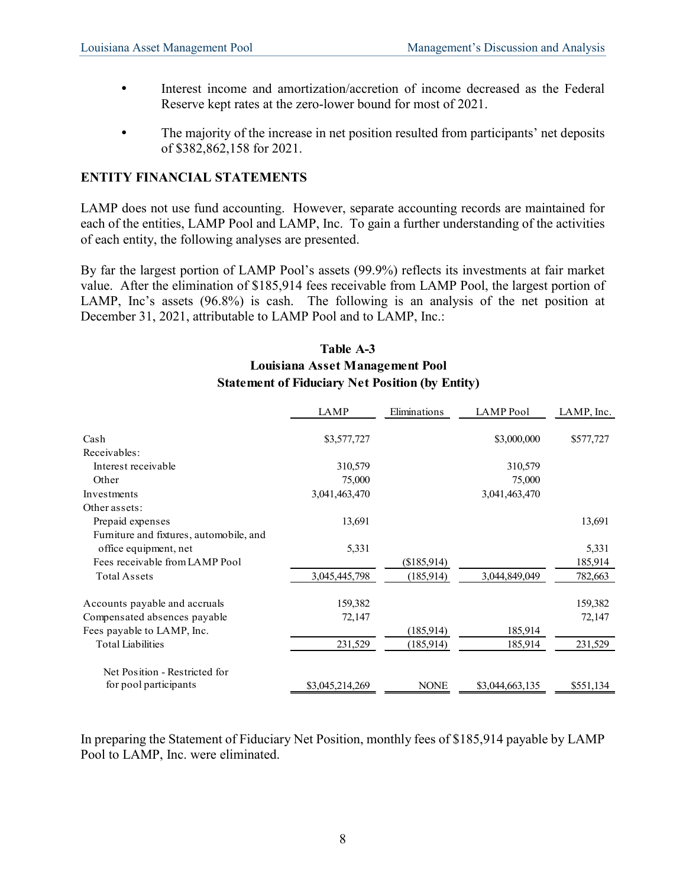- Interest income and amortization/accretion of income decreased as the Federal Reserve kept rates at the zero-lower bound for most of 2021.
- The majority of the increase in net position resulted from participants' net deposits of $382,862,158 for 2021.

## ENTITY FINANCIAL STATEMENTS

LAMP does not use fund accounting. However, separate accounting records are maintained for each of the entities, LAMP Pool and LAMP, Inc. To gain a further understanding of the activities of each entity, the following analyses are presented.

By far the largest portion of LAMP Pool's assets (99.9%) reflects its investments at fair market value. After the elimination of $185,914 fees receivable from LAMP Pool, the largest portion of LAMP, Inc's assets (96.8%) is cash. The following is an analysis of the net position at December 31, 2021, attributable to LAMP Pool and to LAMP, Inc.:

**Table A-3**
**Louisiana Asset Management Pool**
**Statement of Fiduciary Net Position (by Entity)**

| | LAMP | Eliminations | LAMP Pool | LAMP, Inc. |
|---|---|---|---|---|
| Cash | $3,577,727 | | $3,000,000 | $577,727 |
| Receivables: | | | | |
| Interest receivable | 310,579 | | 310,579 | |
| Other | 75,000 | | 75,000 | |
| Investments | 3,041,463,470 | | 3,041,463,470 | |
| Other assets: | | | | |
| Prepaid expenses | 13,691 | | | 13,691 |
| Furniture and fixtures, automobile, and office equipment, net | 5,331 | | | 5,331 |
| Fees receivable from LAMP Pool | | ($185,914) | | 185,914 |
| Total Assets | 3,045,445,798 | (185,914) | 3,044,849,049 | 782,663 |
| Accounts payable and accruals | 159,382 | | | 159,382 |
| Compensated absences payable | 72,147 | | | 72,147 |
| Fees payable to LAMP, Inc. | | (185,914) | 185,914 | |
| Total Liabilities | 231,529 | (185,914) | 185,914 | 231,529 |
| Net Position - Restricted for for pool participants | $3,045,214,269 | NONE | $3,044,663,135 | $551,134 |

In preparing the Statement of Fiduciary Net Position, monthly fees of $185,914 payable by LAMP Pool to LAMP, Inc. were eliminated.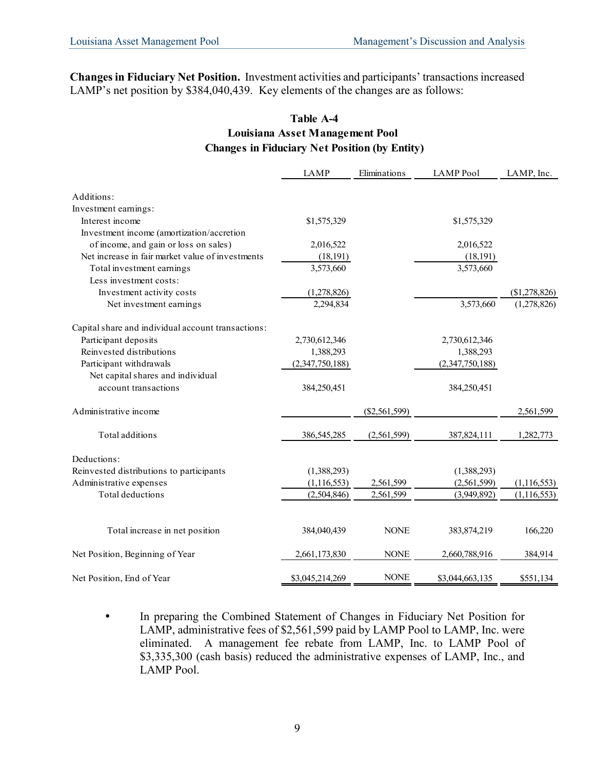**Changes in Fiduciary Net Position.** Investment activities and participants' transactions increased LAMP's net position by $384,040,439. Key elements of the changes are as follows:

**Table A-4**
**Louisiana Asset Management Pool**
**Changes in Fiduciary Net Position (by Entity)**

| | LAMP | Eliminations | LAMP Pool | LAMP, Inc. |
|---|---|---|---|---|
| Additions: | | | | |
| Investment earnings: | | | | |
| Interest income | $1,575,329 | | $1,575,329 | |
| Investment income (amortization/accretion of income, and gain or loss on sales) | 2,016,522 | | 2,016,522 | |
| Net increase in fair market value of investments | (18,191) | | (18,191) | |
| Total investment earnings | 3,573,660 | | 3,573,660 | |
| Less investment costs: | | | | |
| Investment activity costs | (1,278,826) | | | ($1,278,826) |
| Net investment earnings | 2,294,834 | | 3,573,660 | (1,278,826) |
| Capital share and individual account transactions: | | | | |
| Participant deposits | 2,730,612,346 | | 2,730,612,346 | |
| Reinvested distributions | 1,388,293 | | 1,388,293 | |
| Participant withdrawals | (2,347,750,188) | | (2,347,750,188) | |
| Net capital shares and individual account transactions | 384,250,451 | | 384,250,451 | |
| Administrative income | | ($2,561,599) | | 2,561,599 |
| Total additions | 386,545,285 | (2,561,599) | 387,824,111 | 1,282,773 |
| Deductions: | | | | |
| Reinvested distributions to participants | (1,388,293) | | (1,388,293) | |
| Administrative expenses | (1,116,553) | 2,561,599 | (2,561,599) | (1,116,553) |
| Total deductions | (2,504,846) | 2,561,599 | (3,949,892) | (1,116,553) |
| Total increase in net position | 384,040,439 | NONE | 383,874,219 | 166,220 |
| Net Position, Beginning of Year | 2,661,173,830 | NONE | 2,660,788,916 | 384,914 |
| Net Position, End of Year | $3,045,214,269 | NONE | $3,044,663,135 | $551,134 |

- In preparing the Combined Statement of Changes in Fiduciary Net Position for LAMP, administrative fees of $2,561,599 paid by LAMP Pool to LAMP, Inc. were eliminated. A management fee rebate from LAMP, Inc. to LAMP Pool of $3,335,300 (cash basis) reduced the administrative expenses of LAMP, Inc., and LAMP Pool.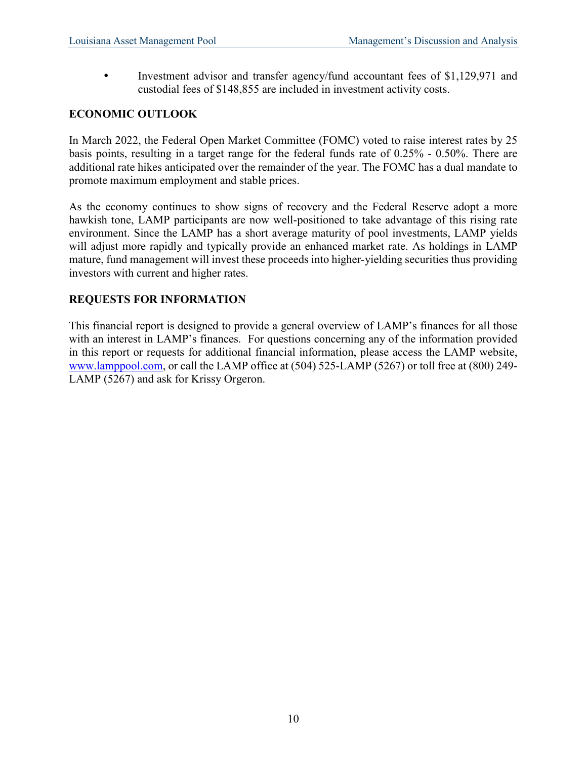- Investment advisor and transfer agency/fund accountant fees of $1,129,971 and custodial fees of $148,855 are included in investment activity costs.

## ECONOMIC OUTLOOK

In March 2022, the Federal Open Market Committee (FOMC) voted to raise interest rates by 25 basis points, resulting in a target range for the federal funds rate of 0.25% - 0.50%. There are additional rate hikes anticipated over the remainder of the year. The FOMC has a dual mandate to promote maximum employment and stable prices.

As the economy continues to show signs of recovery and the Federal Reserve adopt a more hawkish tone, LAMP participants are now well-positioned to take advantage of this rising rate environment. Since the LAMP has a short average maturity of pool investments, LAMP yields will adjust more rapidly and typically provide an enhanced market rate. As holdings in LAMP mature, fund management will invest these proceeds into higher-yielding securities thus providing investors with current and higher rates.

## REQUESTS FOR INFORMATION

This financial report is designed to provide a general overview of LAMP's finances for all those with an interest in LAMP's finances. For questions concerning any of the information provided in this report or requests for additional financial information, please access the LAMP website, www.lamppool.com, or call the LAMP office at (504) 525-LAMP (5267) or toll free at (800) 249-LAMP (5267) and ask for Krissy Orgeron.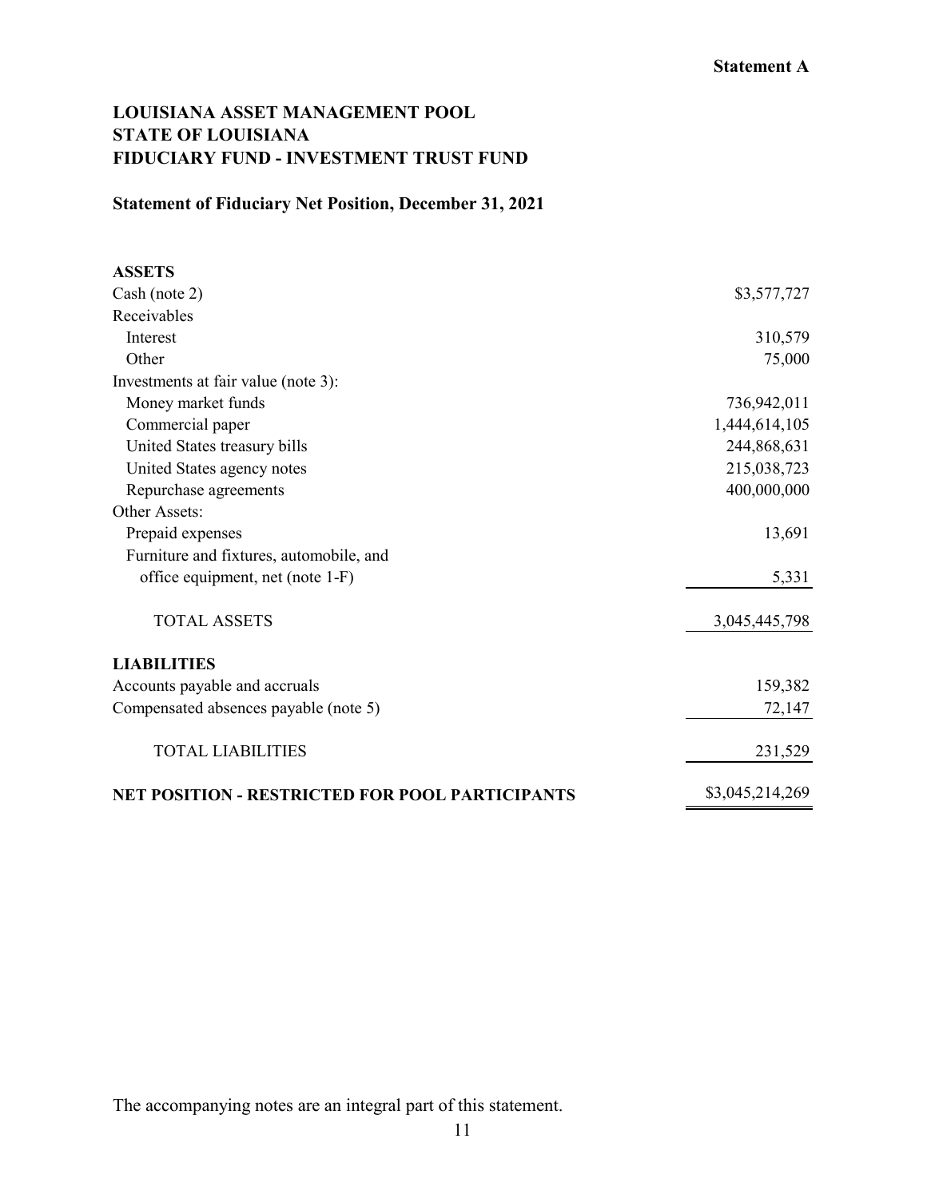**Statement A**

# LOUISIANA ASSET MANAGEMENT POOL
# STATE OF LOUISIANA
# FIDUCIARY FUND - INVESTMENT TRUST FUND

## Statement of Fiduciary Net Position, December 31, 2021

| | |
|---|---:|
| **ASSETS** | |
| Cash (note 2) | $3,577,727 |
| Receivables | |
| Interest | 310,579 |
| Other | 75,000 |
| Investments at fair value (note 3): | |
| Money market funds | 736,942,011 |
| Commercial paper | 1,444,614,105 |
| United States treasury bills | 244,868,631 |
| United States agency notes | 215,038,723 |
| Repurchase agreements | 400,000,000 |
| Other Assets: | |
| Prepaid expenses | 13,691 |
| Furniture and fixtures, automobile, and office equipment, net (note 1-F) | 5,331 |
| TOTAL ASSETS | 3,045,445,798 |
| **LIABILITIES** | |
| Accounts payable and accruals | 159,382 |
| Compensated absences payable (note 5) | 72,147 |
| TOTAL LIABILITIES | 231,529 |
| **NET POSITION - RESTRICTED FOR POOL PARTICIPANTS** | $3,045,214,269 |

The accompanying notes are an integral part of this statement.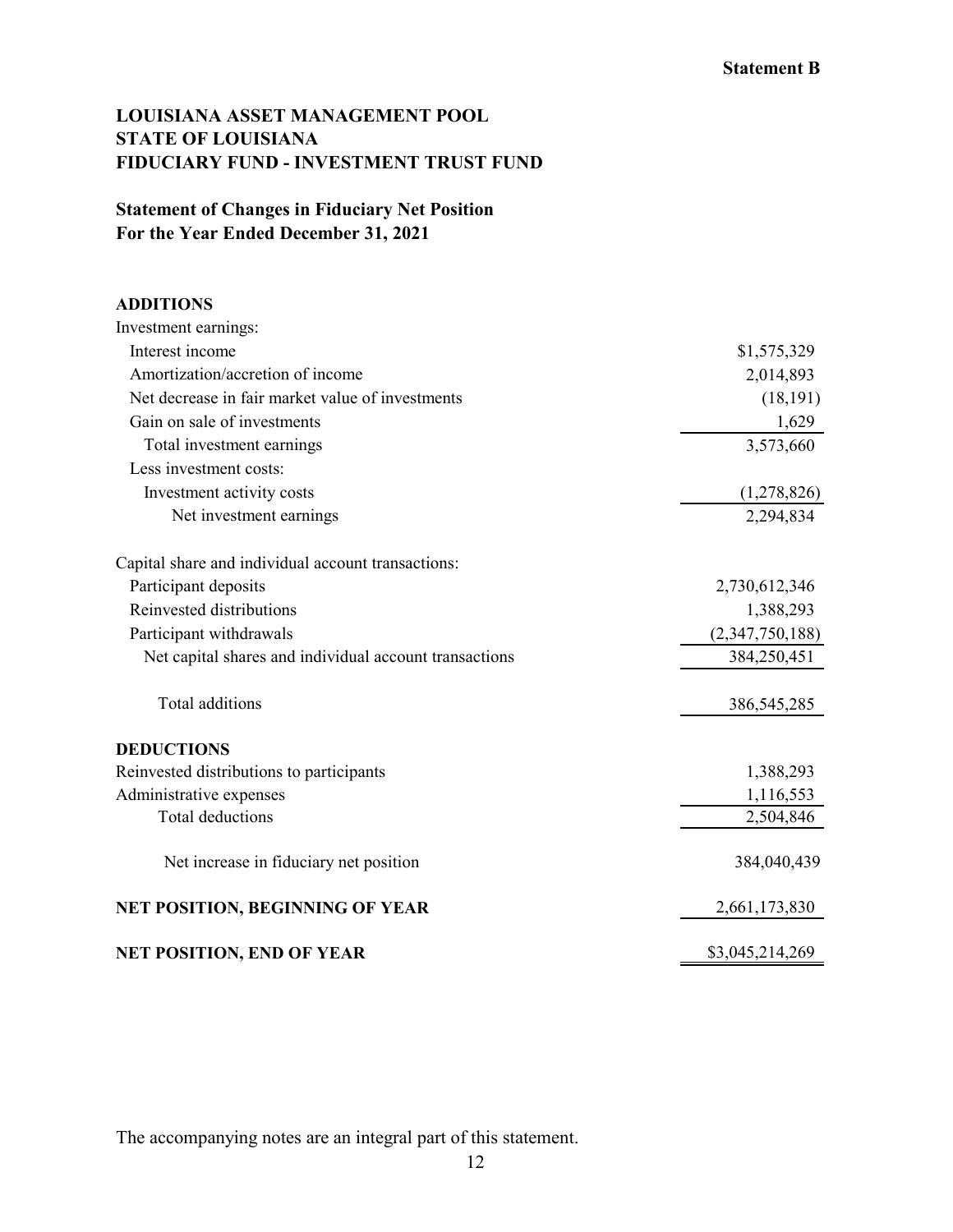**Statement B**

# LOUISIANA ASSET MANAGEMENT POOL
# STATE OF LOUISIANA
# FIDUCIARY FUND - INVESTMENT TRUST FUND

## Statement of Changes in Fiduciary Net Position
## For the Year Ended December 31, 2021

| | |
|---|---|
| **ADDITIONS** | |
| Investment earnings: | |
| Interest income | $1,575,329 |
| Amortization/accretion of income | 2,014,893 |
| Net decrease in fair market value of investments | (18,191) |
| Gain on sale of investments | 1,629 |
| Total investment earnings | 3,573,660 |
| Less investment costs: | |
| Investment activity costs | (1,278,826) |
| Net investment earnings | 2,294,834 |
| | |
| Capital share and individual account transactions: | |
| Participant deposits | 2,730,612,346 |
| Reinvested distributions | 1,388,293 |
| Participant withdrawals | (2,347,750,188) |
| Net capital shares and individual account transactions | 384,250,451 |
| | |
| Total additions | 386,545,285 |
| | |
| **DEDUCTIONS** | |
| Reinvested distributions to participants | 1,388,293 |
| Administrative expenses | 1,116,553 |
| Total deductions | 2,504,846 |
| | |
| Net increase in fiduciary net position | 384,040,439 |
| | |
| **NET POSITION, BEGINNING OF YEAR** | 2,661,173,830 |
| | |
| **NET POSITION, END OF YEAR** | $3,045,214,269 |

The accompanying notes are an integral part of this statement.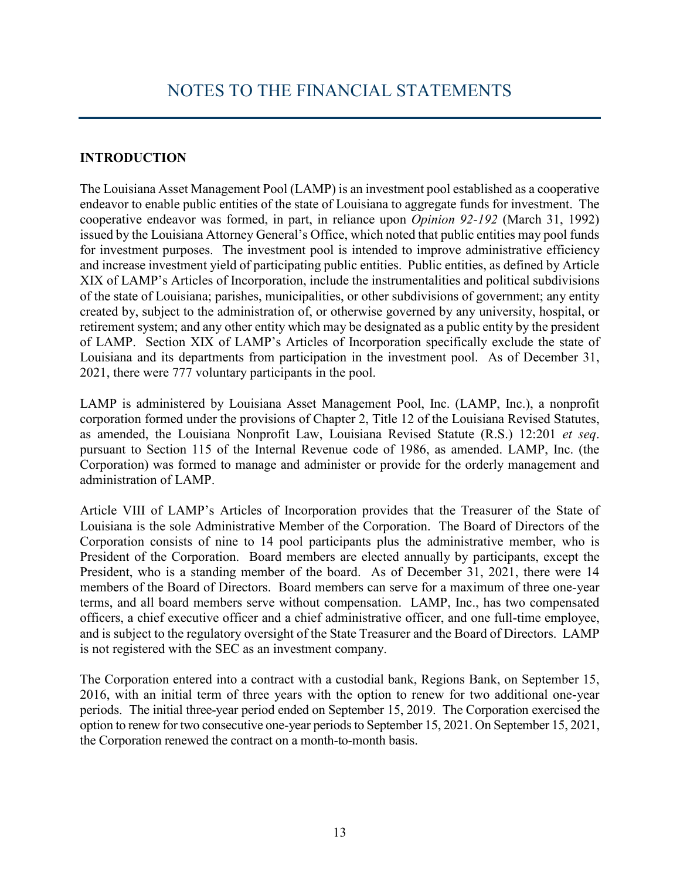# NOTES TO THE FINANCIAL STATEMENTS

## INTRODUCTION

The Louisiana Asset Management Pool (LAMP) is an investment pool established as a cooperative endeavor to enable public entities of the state of Louisiana to aggregate funds for investment. The cooperative endeavor was formed, in part, in reliance upon *Opinion 92-192* (March 31, 1992) issued by the Louisiana Attorney General's Office, which noted that public entities may pool funds for investment purposes. The investment pool is intended to improve administrative efficiency and increase investment yield of participating public entities. Public entities, as defined by Article XIX of LAMP's Articles of Incorporation, include the instrumentalities and political subdivisions of the state of Louisiana; parishes, municipalities, or other subdivisions of government; any entity created by, subject to the administration of, or otherwise governed by any university, hospital, or retirement system; and any other entity which may be designated as a public entity by the president of LAMP. Section XIX of LAMP's Articles of Incorporation specifically exclude the state of Louisiana and its departments from participation in the investment pool. As of December 31, 2021, there were 777 voluntary participants in the pool.

LAMP is administered by Louisiana Asset Management Pool, Inc. (LAMP, Inc.), a nonprofit corporation formed under the provisions of Chapter 2, Title 12 of the Louisiana Revised Statutes, as amended, the Louisiana Nonprofit Law, Louisiana Revised Statute (R.S.) 12:201 *et seq*. pursuant to Section 115 of the Internal Revenue code of 1986, as amended. LAMP, Inc. (the Corporation) was formed to manage and administer or provide for the orderly management and administration of LAMP.

Article VIII of LAMP's Articles of Incorporation provides that the Treasurer of the State of Louisiana is the sole Administrative Member of the Corporation. The Board of Directors of the Corporation consists of nine to 14 pool participants plus the administrative member, who is President of the Corporation. Board members are elected annually by participants, except the President, who is a standing member of the board. As of December 31, 2021, there were 14 members of the Board of Directors. Board members can serve for a maximum of three one-year terms, and all board members serve without compensation. LAMP, Inc., has two compensated officers, a chief executive officer and a chief administrative officer, and one full-time employee, and is subject to the regulatory oversight of the State Treasurer and the Board of Directors. LAMP is not registered with the SEC as an investment company.

The Corporation entered into a contract with a custodial bank, Regions Bank, on September 15, 2016, with an initial term of three years with the option to renew for two additional one-year periods. The initial three-year period ended on September 15, 2019. The Corporation exercised the option to renew for two consecutive one-year periods to September 15, 2021. On September 15, 2021, the Corporation renewed the contract on a month-to-month basis.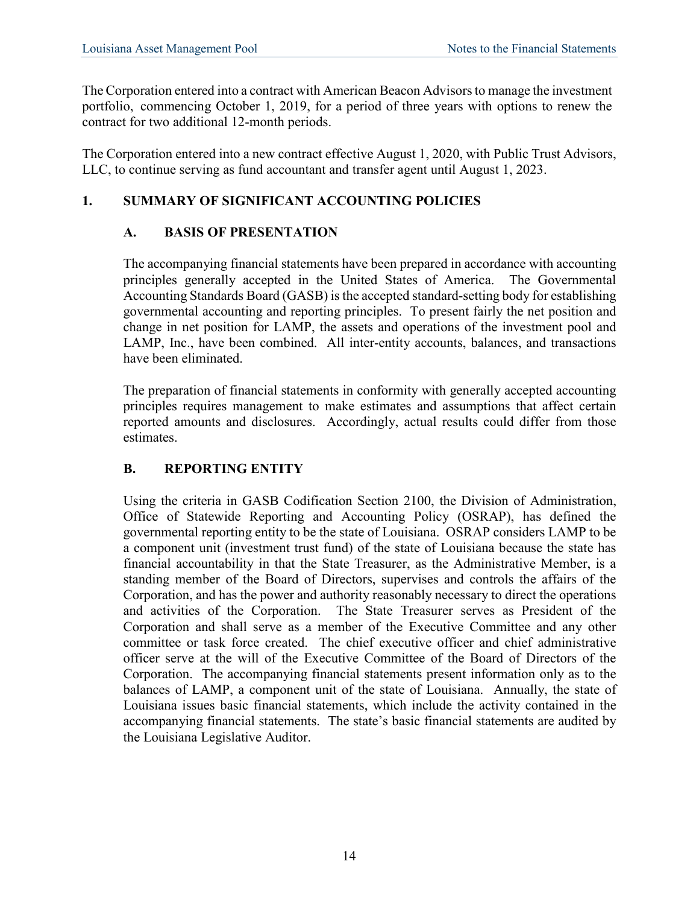The Corporation entered into a contract with American Beacon Advisors to manage the investment portfolio, commencing October 1, 2019, for a period of three years with options to renew the contract for two additional 12-month periods.

The Corporation entered into a new contract effective August 1, 2020, with Public Trust Advisors, LLC, to continue serving as fund accountant and transfer agent until August 1, 2023.

## 1. SUMMARY OF SIGNIFICANT ACCOUNTING POLICIES

### A. BASIS OF PRESENTATION

The accompanying financial statements have been prepared in accordance with accounting principles generally accepted in the United States of America. The Governmental Accounting Standards Board (GASB) is the accepted standard-setting body for establishing governmental accounting and reporting principles. To present fairly the net position and change in net position for LAMP, the assets and operations of the investment pool and LAMP, Inc., have been combined. All inter-entity accounts, balances, and transactions have been eliminated.

The preparation of financial statements in conformity with generally accepted accounting principles requires management to make estimates and assumptions that affect certain reported amounts and disclosures. Accordingly, actual results could differ from those estimates.

### B. REPORTING ENTITY

Using the criteria in GASB Codification Section 2100, the Division of Administration, Office of Statewide Reporting and Accounting Policy (OSRAP), has defined the governmental reporting entity to be the state of Louisiana. OSRAP considers LAMP to be a component unit (investment trust fund) of the state of Louisiana because the state has financial accountability in that the State Treasurer, as the Administrative Member, is a standing member of the Board of Directors, supervises and controls the affairs of the Corporation, and has the power and authority reasonably necessary to direct the operations and activities of the Corporation. The State Treasurer serves as President of the Corporation and shall serve as a member of the Executive Committee and any other committee or task force created. The chief executive officer and chief administrative officer serve at the will of the Executive Committee of the Board of Directors of the Corporation. The accompanying financial statements present information only as to the balances of LAMP, a component unit of the state of Louisiana. Annually, the state of Louisiana issues basic financial statements, which include the activity contained in the accompanying financial statements. The state's basic financial statements are audited by the Louisiana Legislative Auditor.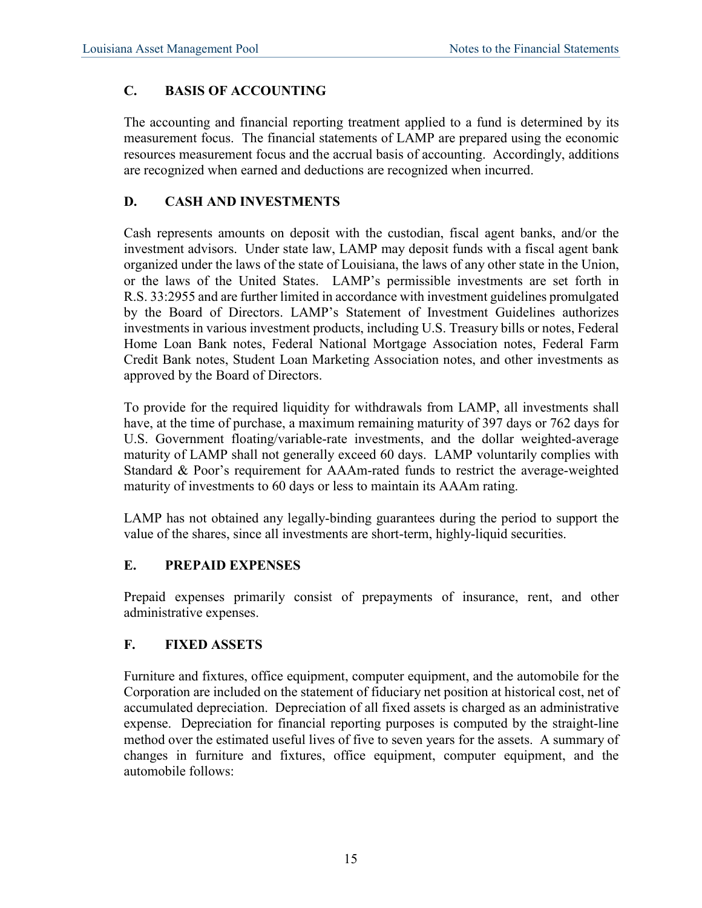## C. BASIS OF ACCOUNTING

The accounting and financial reporting treatment applied to a fund is determined by its measurement focus. The financial statements of LAMP are prepared using the economic resources measurement focus and the accrual basis of accounting. Accordingly, additions are recognized when earned and deductions are recognized when incurred.

## D. CASH AND INVESTMENTS

Cash represents amounts on deposit with the custodian, fiscal agent banks, and/or the investment advisors. Under state law, LAMP may deposit funds with a fiscal agent bank organized under the laws of the state of Louisiana, the laws of any other state in the Union, or the laws of the United States. LAMP's permissible investments are set forth in R.S. 33:2955 and are further limited in accordance with investment guidelines promulgated by the Board of Directors. LAMP's Statement of Investment Guidelines authorizes investments in various investment products, including U.S. Treasury bills or notes, Federal Home Loan Bank notes, Federal National Mortgage Association notes, Federal Farm Credit Bank notes, Student Loan Marketing Association notes, and other investments as approved by the Board of Directors.

To provide for the required liquidity for withdrawals from LAMP, all investments shall have, at the time of purchase, a maximum remaining maturity of 397 days or 762 days for U.S. Government floating/variable-rate investments, and the dollar weighted-average maturity of LAMP shall not generally exceed 60 days. LAMP voluntarily complies with Standard & Poor's requirement for AAAm-rated funds to restrict the average-weighted maturity of investments to 60 days or less to maintain its AAAm rating.

LAMP has not obtained any legally-binding guarantees during the period to support the value of the shares, since all investments are short-term, highly-liquid securities.

## E. PREPAID EXPENSES

Prepaid expenses primarily consist of prepayments of insurance, rent, and other administrative expenses.

## F. FIXED ASSETS

Furniture and fixtures, office equipment, computer equipment, and the automobile for the Corporation are included on the statement of fiduciary net position at historical cost, net of accumulated depreciation. Depreciation of all fixed assets is charged as an administrative expense. Depreciation for financial reporting purposes is computed by the straight-line method over the estimated useful lives of five to seven years for the assets. A summary of changes in furniture and fixtures, office equipment, computer equipment, and the automobile follows: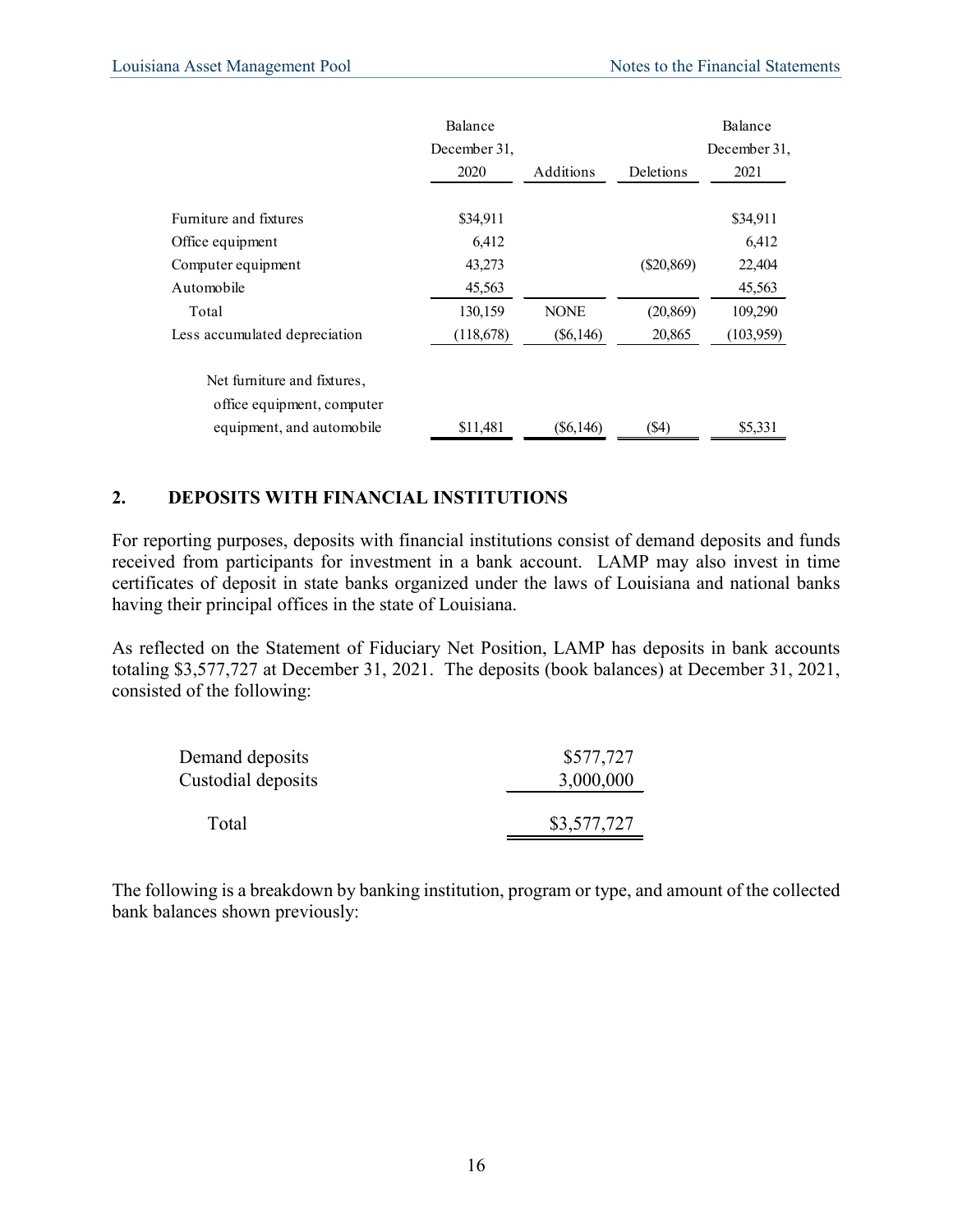| | Balance December 31, 2020 | Additions | Deletions | Balance December 31, 2021 |
|---|---|---|---|---|
| Furniture and fixtures | $34,911 | | | $34,911 |
| Office equipment | 6,412 | | | 6,412 |
| Computer equipment | 43,273 | | ($20,869) | 22,404 |
| Automobile | 45,563 | | | 45,563 |
| Total | 130,159 | NONE | (20,869) | 109,290 |
| Less accumulated depreciation | (118,678) | ($6,146) | 20,865 | (103,959) |
| Net furniture and fixtures, office equipment, computer equipment, and automobile | $11,481 | ($6,146) | ($4) | $5,331 |

## 2. DEPOSITS WITH FINANCIAL INSTITUTIONS

For reporting purposes, deposits with financial institutions consist of demand deposits and funds received from participants for investment in a bank account. LAMP may also invest in time certificates of deposit in state banks organized under the laws of Louisiana and national banks having their principal offices in the state of Louisiana.

As reflected on the Statement of Fiduciary Net Position, LAMP has deposits in bank accounts totaling $3,577,727 at December 31, 2021. The deposits (book balances) at December 31, 2021, consisted of the following:

| | |
|---|---|
| Demand deposits | $577,727 |
| Custodial deposits | 3,000,000 |
| Total | $3,577,727 |

The following is a breakdown by banking institution, program or type, and amount of the collected bank balances shown previously: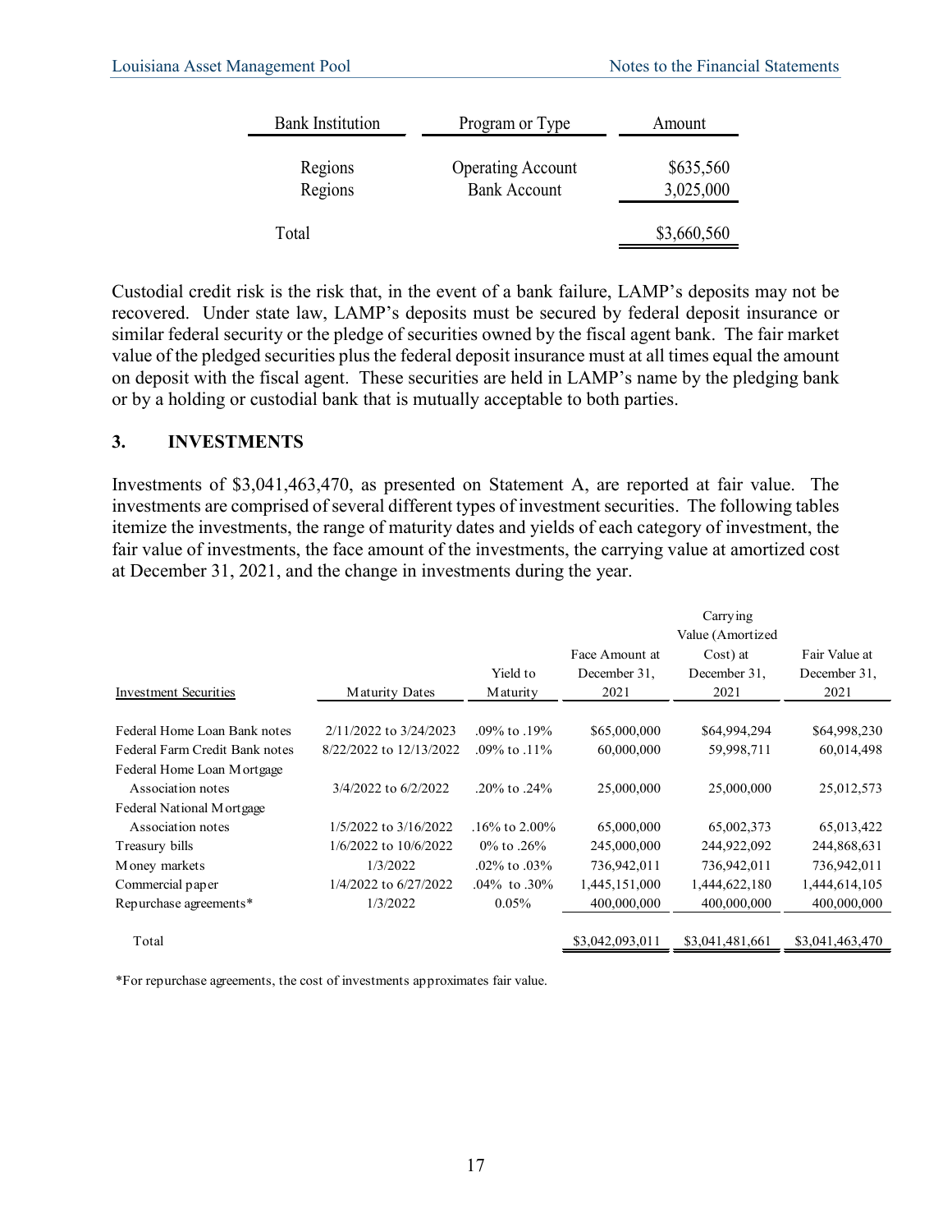| Bank Institution | Program or Type | Amount |
|---|---|---|
| Regions | Operating Account | $635,560 |
| Regions | Bank Account | 3,025,000 |
| Total | | $3,660,560 |

Custodial credit risk is the risk that, in the event of a bank failure, LAMP's deposits may not be recovered. Under state law, LAMP's deposits must be secured by federal deposit insurance or similar federal security or the pledge of securities owned by the fiscal agent bank. The fair market value of the pledged securities plus the federal deposit insurance must at all times equal the amount on deposit with the fiscal agent. These securities are held in LAMP's name by the pledging bank or by a holding or custodial bank that is mutually acceptable to both parties.

## 3. INVESTMENTS

Investments of $3,041,463,470, as presented on Statement A, are reported at fair value. The investments are comprised of several different types of investment securities. The following tables itemize the investments, the range of maturity dates and yields of each category of investment, the fair value of investments, the face amount of the investments, the carrying value at amortized cost at December 31, 2021, and the change in investments during the year.

| Investment Securities | Maturity Dates | Yield to Maturity | Face Amount at December 31, 2021 | Carrying Value (Amortized Cost) at December 31, 2021 | Fair Value at December 31, 2021 |
|---|---|---|---|---|---|
| Federal Home Loan Bank notes | 2/11/2022 to 3/24/2023 | .09% to .19% | $65,000,000 | $64,994,294 | $64,998,230 |
| Federal Farm Credit Bank notes | 8/22/2022 to 12/13/2022 | .09% to .11% | 60,000,000 | 59,998,711 | 60,014,498 |
| Federal Home Loan Mortgage Association notes | 3/4/2022 to 6/2/2022 | .20% to .24% | 25,000,000 | 25,000,000 | 25,012,573 |
| Federal National Mortgage Association notes | 1/5/2022 to 3/16/2022 | .16% to 2.00% | 65,000,000 | 65,002,373 | 65,013,422 |
| Treasury bills | 1/6/2022 to 10/6/2022 | 0% to .26% | 245,000,000 | 244,922,092 | 244,868,631 |
| Money markets | 1/3/2022 | .02% to .03% | 736,942,011 | 736,942,011 | 736,942,011 |
| Commercial paper | 1/4/2022 to 6/27/2022 | .04% to .30% | 1,445,151,000 | 1,444,622,180 | 1,444,614,105 |
| Repurchase agreements* | 1/3/2022 | 0.05% | 400,000,000 | 400,000,000 | 400,000,000 |
| Total | | | $3,042,093,011 | $3,041,481,661 | $3,041,463,470 |

*For repurchase agreements, the cost of investments approximates fair value.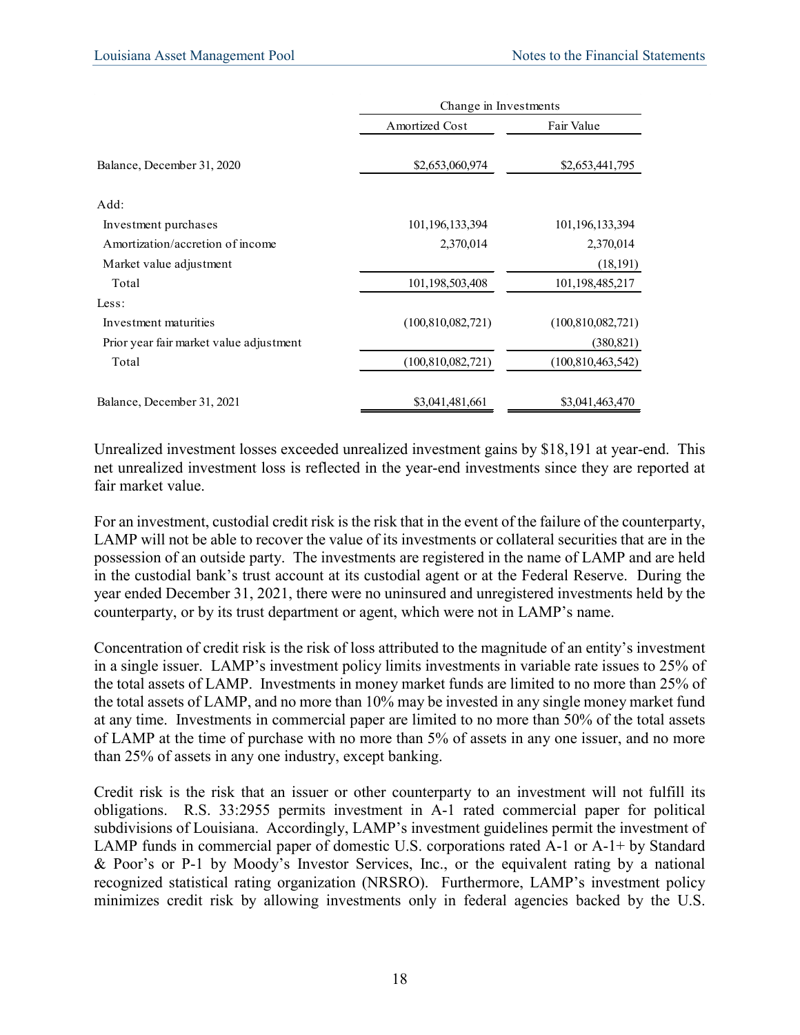| | Change in Investments | |
|---|---|---|
| | Amortized Cost | Fair Value |
| Balance, December 31, 2020 | $2,653,060,974 | $2,653,441,795 |
| Add: | | |
| Investment purchases | 101,196,133,394 | 101,196,133,394 |
| Amortization/accretion of income | 2,370,014 | 2,370,014 |
| Market value adjustment | | (18,191) |
| Total | 101,198,503,408 | 101,198,485,217 |
| Less: | | |
| Investment maturities | (100,810,082,721) | (100,810,082,721) |
| Prior year fair market value adjustment | | (380,821) |
| Total | (100,810,082,721) | (100,810,463,542) |
| Balance, December 31, 2021 | $3,041,481,661 | $3,041,463,470 |

Unrealized investment losses exceeded unrealized investment gains by $18,191 at year-end. This net unrealized investment loss is reflected in the year-end investments since they are reported at fair market value.

For an investment, custodial credit risk is the risk that in the event of the failure of the counterparty, LAMP will not be able to recover the value of its investments or collateral securities that are in the possession of an outside party. The investments are registered in the name of LAMP and are held in the custodial bank's trust account at its custodial agent or at the Federal Reserve. During the year ended December 31, 2021, there were no uninsured and unregistered investments held by the counterparty, or by its trust department or agent, which were not in LAMP's name.

Concentration of credit risk is the risk of loss attributed to the magnitude of an entity's investment in a single issuer. LAMP's investment policy limits investments in variable rate issues to 25% of the total assets of LAMP. Investments in money market funds are limited to no more than 25% of the total assets of LAMP, and no more than 10% may be invested in any single money market fund at any time. Investments in commercial paper are limited to no more than 50% of the total assets of LAMP at the time of purchase with no more than 5% of assets in any one issuer, and no more than 25% of assets in any one industry, except banking.

Credit risk is the risk that an issuer or other counterparty to an investment will not fulfill its obligations. R.S. 33:2955 permits investment in A-1 rated commercial paper for political subdivisions of Louisiana. Accordingly, LAMP's investment guidelines permit the investment of LAMP funds in commercial paper of domestic U.S. corporations rated A-1 or A-1+ by Standard & Poor's or P-1 by Moody's Investor Services, Inc., or the equivalent rating by a national recognized statistical rating organization (NRSRO). Furthermore, LAMP's investment policy minimizes credit risk by allowing investments only in federal agencies backed by the U.S.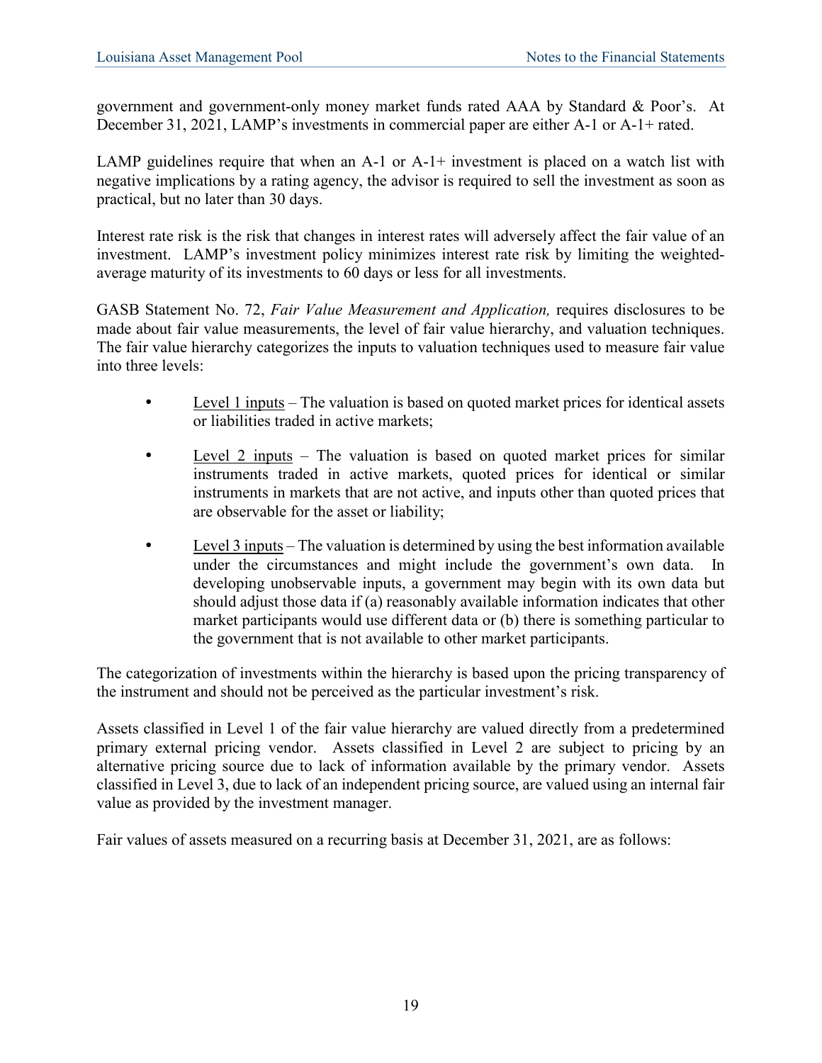government and government-only money market funds rated AAA by Standard & Poor's. At December 31, 2021, LAMP's investments in commercial paper are either A-1 or A-1+ rated.

LAMP guidelines require that when an A-1 or A-1+ investment is placed on a watch list with negative implications by a rating agency, the advisor is required to sell the investment as soon as practical, but no later than 30 days.

Interest rate risk is the risk that changes in interest rates will adversely affect the fair value of an investment. LAMP's investment policy minimizes interest rate risk by limiting the weighted-average maturity of its investments to 60 days or less for all investments.

GASB Statement No. 72, *Fair Value Measurement and Application,* requires disclosures to be made about fair value measurements, the level of fair value hierarchy, and valuation techniques. The fair value hierarchy categorizes the inputs to valuation techniques used to measure fair value into three levels:

- Level 1 inputs – The valuation is based on quoted market prices for identical assets or liabilities traded in active markets;
- Level 2 inputs – The valuation is based on quoted market prices for similar instruments traded in active markets, quoted prices for identical or similar instruments in markets that are not active, and inputs other than quoted prices that are observable for the asset or liability;
- Level 3 inputs – The valuation is determined by using the best information available under the circumstances and might include the government's own data. In developing unobservable inputs, a government may begin with its own data but should adjust those data if (a) reasonably available information indicates that other market participants would use different data or (b) there is something particular to the government that is not available to other market participants.

The categorization of investments within the hierarchy is based upon the pricing transparency of the instrument and should not be perceived as the particular investment's risk.

Assets classified in Level 1 of the fair value hierarchy are valued directly from a predetermined primary external pricing vendor. Assets classified in Level 2 are subject to pricing by an alternative pricing source due to lack of information available by the primary vendor. Assets classified in Level 3, due to lack of an independent pricing source, are valued using an internal fair value as provided by the investment manager.

Fair values of assets measured on a recurring basis at December 31, 2021, are as follows: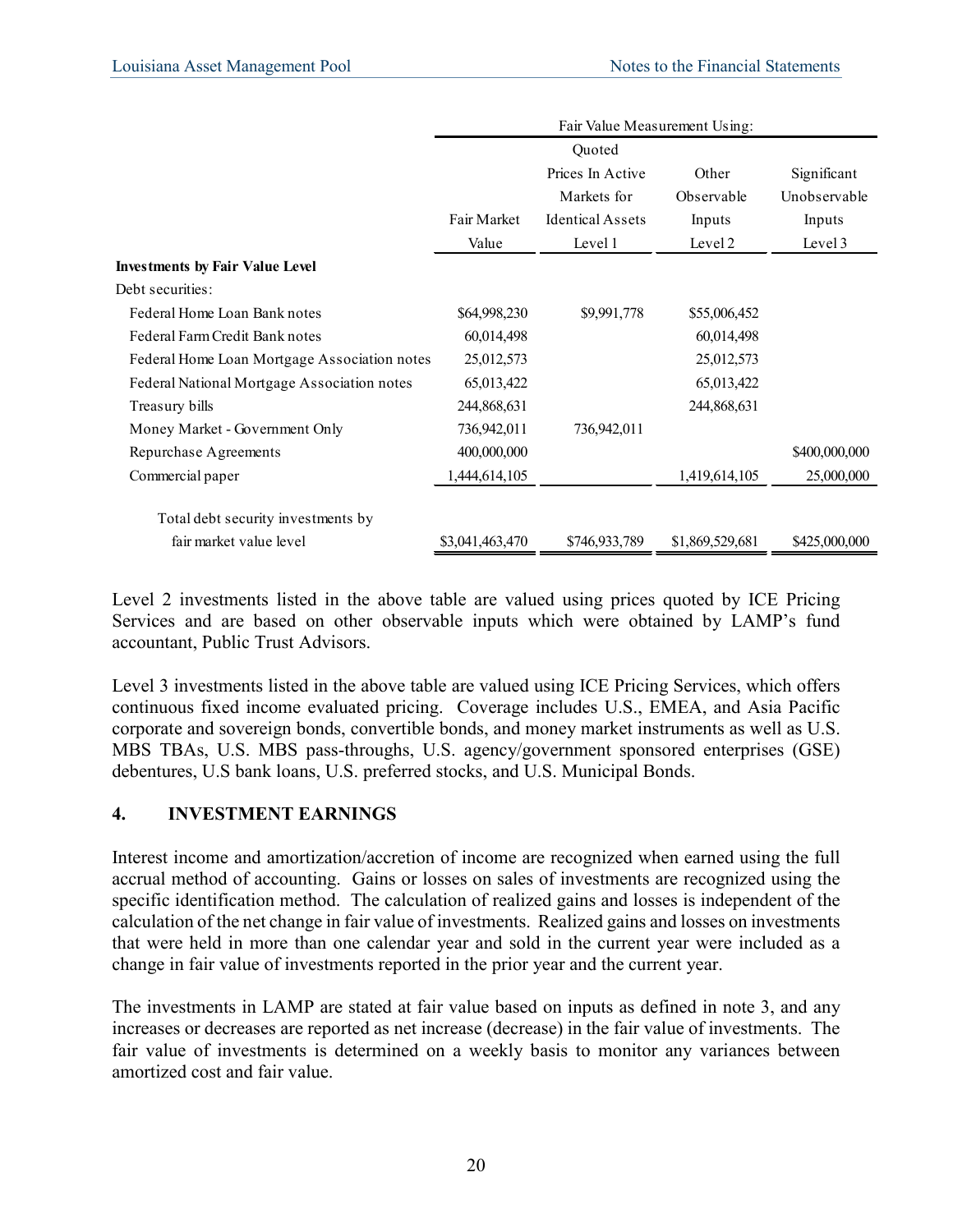| | | Fair Value Measurement Using: | | |
|---|---|---|---|---|
| | Fair Market Value | Quoted Prices In Active Markets for Identical Assets Level 1 | Other Observable Inputs Level 2 | Significant Unobservable Inputs Level 3 |
| **Investments by Fair Value Level** | | | | |
| Debt securities: | | | | |
| Federal Home Loan Bank notes | $64,998,230 | $9,991,778 | $55,006,452 | |
| Federal Farm Credit Bank notes | 60,014,498 | | 60,014,498 | |
| Federal Home Loan Mortgage Association notes | 25,012,573 | | 25,012,573 | |
| Federal National Mortgage Association notes | 65,013,422 | | 65,013,422 | |
| Treasury bills | 244,868,631 | | 244,868,631 | |
| Money Market - Government Only | 736,942,011 | 736,942,011 | | |
| Repurchase Agreements | 400,000,000 | | | $400,000,000 |
| Commercial paper | 1,444,614,105 | | 1,419,614,105 | 25,000,000 |
| Total debt security investments by fair market value level | $3,041,463,470 | $746,933,789 | $1,869,529,681 | $425,000,000 |

Level 2 investments listed in the above table are valued using prices quoted by ICE Pricing Services and are based on other observable inputs which were obtained by LAMP's fund accountant, Public Trust Advisors.

Level 3 investments listed in the above table are valued using ICE Pricing Services, which offers continuous fixed income evaluated pricing. Coverage includes U.S., EMEA, and Asia Pacific corporate and sovereign bonds, convertible bonds, and money market instruments as well as U.S. MBS TBAs, U.S. MBS pass-throughs, U.S. agency/government sponsored enterprises (GSE) debentures, U.S bank loans, U.S. preferred stocks, and U.S. Municipal Bonds.

## 4. INVESTMENT EARNINGS

Interest income and amortization/accretion of income are recognized when earned using the full accrual method of accounting. Gains or losses on sales of investments are recognized using the specific identification method. The calculation of realized gains and losses is independent of the calculation of the net change in fair value of investments. Realized gains and losses on investments that were held in more than one calendar year and sold in the current year were included as a change in fair value of investments reported in the prior year and the current year.

The investments in LAMP are stated at fair value based on inputs as defined in note 3, and any increases or decreases are reported as net increase (decrease) in the fair value of investments. The fair value of investments is determined on a weekly basis to monitor any variances between amortized cost and fair value.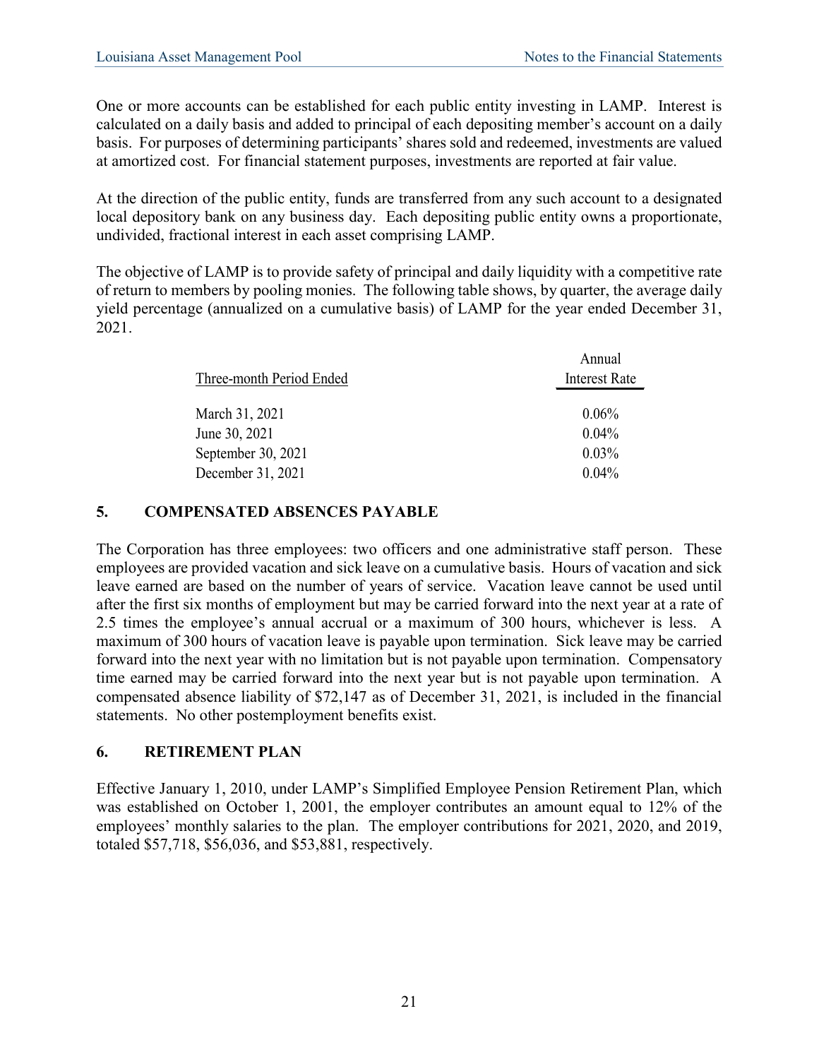One or more accounts can be established for each public entity investing in LAMP. Interest is calculated on a daily basis and added to principal of each depositing member's account on a daily basis. For purposes of determining participants' shares sold and redeemed, investments are valued at amortized cost. For financial statement purposes, investments are reported at fair value.

At the direction of the public entity, funds are transferred from any such account to a designated local depository bank on any business day. Each depositing public entity owns a proportionate, undivided, fractional interest in each asset comprising LAMP.

The objective of LAMP is to provide safety of principal and daily liquidity with a competitive rate of return to members by pooling monies. The following table shows, by quarter, the average daily yield percentage (annualized on a cumulative basis) of LAMP for the year ended December 31, 2021.

| Three-month Period Ended | Annual Interest Rate |
|---|---|
| March 31, 2021 | 0.06% |
| June 30, 2021 | 0.04% |
| September 30, 2021 | 0.03% |
| December 31, 2021 | 0.04% |

## 5. COMPENSATED ABSENCES PAYABLE

The Corporation has three employees: two officers and one administrative staff person. These employees are provided vacation and sick leave on a cumulative basis. Hours of vacation and sick leave earned are based on the number of years of service. Vacation leave cannot be used until after the first six months of employment but may be carried forward into the next year at a rate of 2.5 times the employee's annual accrual or a maximum of 300 hours, whichever is less. A maximum of 300 hours of vacation leave is payable upon termination. Sick leave may be carried forward into the next year with no limitation but is not payable upon termination. Compensatory time earned may be carried forward into the next year but is not payable upon termination. A compensated absence liability of $72,147 as of December 31, 2021, is included in the financial statements. No other postemployment benefits exist.

## 6. RETIREMENT PLAN

Effective January 1, 2010, under LAMP's Simplified Employee Pension Retirement Plan, which was established on October 1, 2001, the employer contributes an amount equal to 12% of the employees' monthly salaries to the plan. The employer contributions for 2021, 2020, and 2019, totaled $57,718, $56,036, and $53,881, respectively.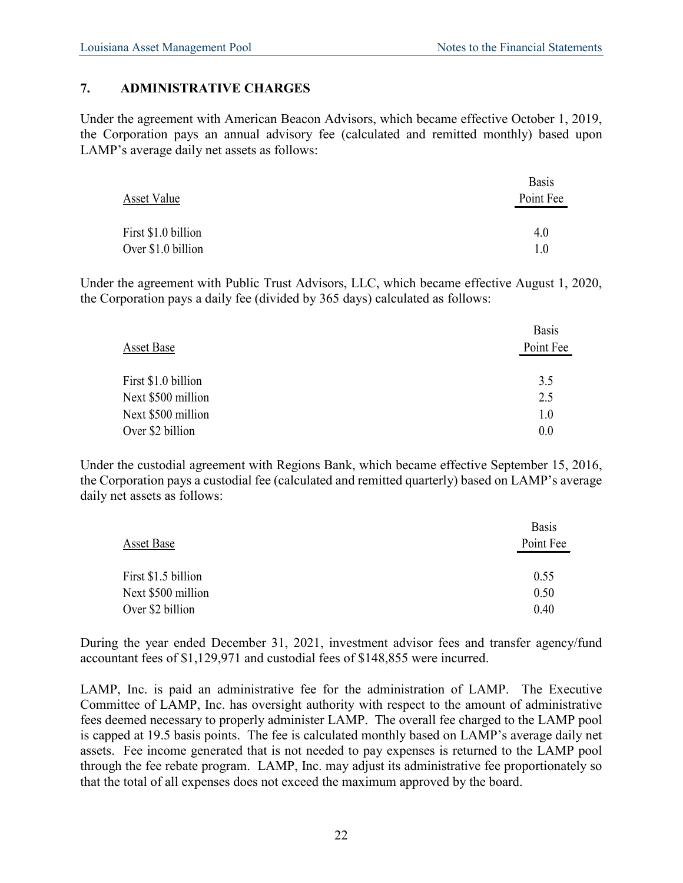## 7. ADMINISTRATIVE CHARGES

Under the agreement with American Beacon Advisors, which became effective October 1, 2019, the Corporation pays an annual advisory fee (calculated and remitted monthly) based upon LAMP's average daily net assets as follows:

| Asset Value | Basis Point Fee |
|---|---|
| First $1.0 billion | 4.0 |
| Over $1.0 billion | 1.0 |

Under the agreement with Public Trust Advisors, LLC, which became effective August 1, 2020, the Corporation pays a daily fee (divided by 365 days) calculated as follows:

| Asset Base | Basis Point Fee |
|---|---|
| First $1.0 billion | 3.5 |
| Next $500 million | 2.5 |
| Next $500 million | 1.0 |
| Over $2 billion | 0.0 |

Under the custodial agreement with Regions Bank, which became effective September 15, 2016, the Corporation pays a custodial fee (calculated and remitted quarterly) based on LAMP's average daily net assets as follows:

| Asset Base | Basis Point Fee |
|---|---|
| First $1.5 billion | 0.55 |
| Next $500 million | 0.50 |
| Over $2 billion | 0.40 |

During the year ended December 31, 2021, investment advisor fees and transfer agency/fund accountant fees of $1,129,971 and custodial fees of $148,855 were incurred.

LAMP, Inc. is paid an administrative fee for the administration of LAMP. The Executive Committee of LAMP, Inc. has oversight authority with respect to the amount of administrative fees deemed necessary to properly administer LAMP. The overall fee charged to the LAMP pool is capped at 19.5 basis points. The fee is calculated monthly based on LAMP's average daily net assets. Fee income generated that is not needed to pay expenses is returned to the LAMP pool through the fee rebate program. LAMP, Inc. may adjust its administrative fee proportionately so that the total of all expenses does not exceed the maximum approved by the board.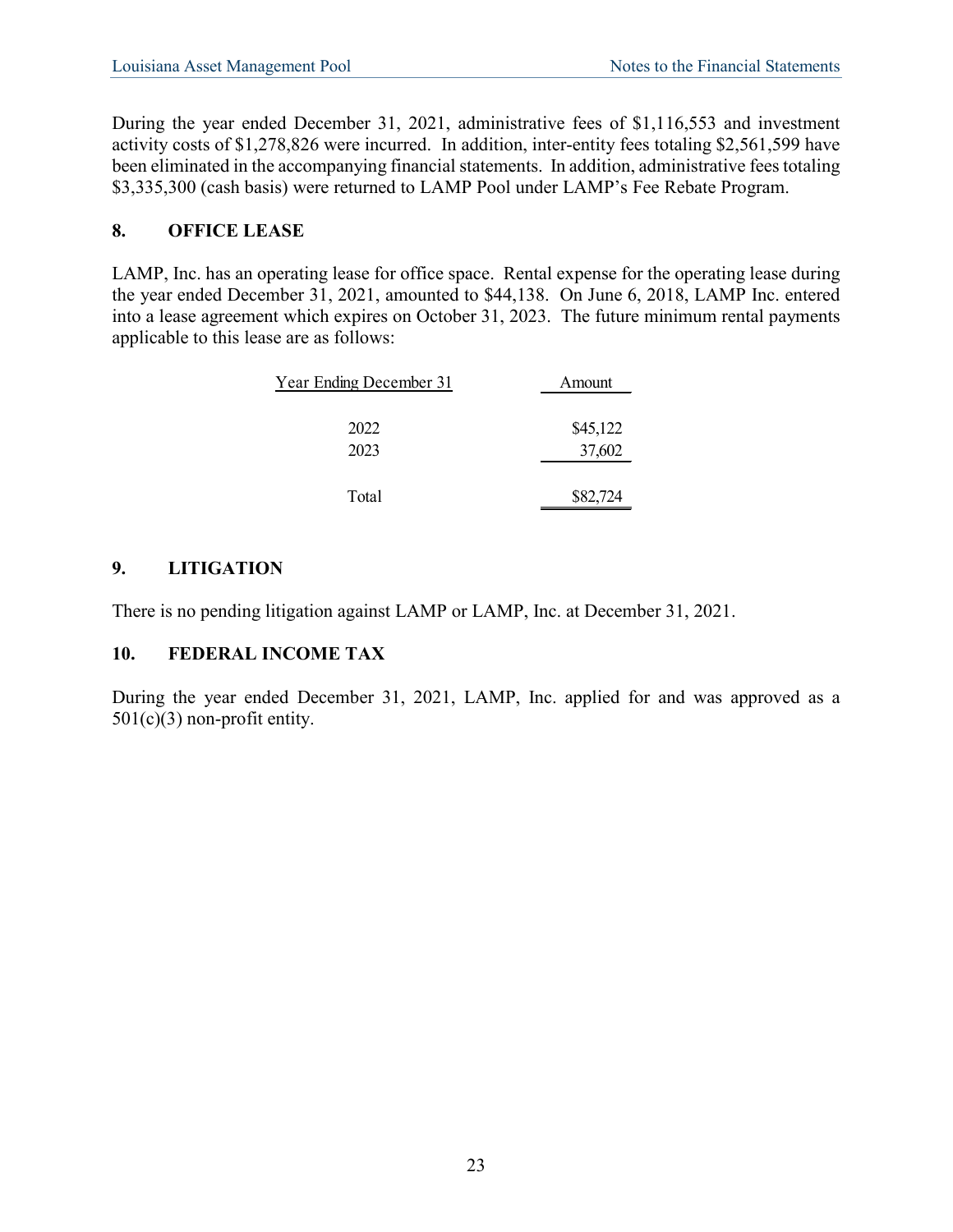During the year ended December 31, 2021, administrative fees of $1,116,553 and investment activity costs of $1,278,826 were incurred. In addition, inter-entity fees totaling $2,561,599 have been eliminated in the accompanying financial statements. In addition, administrative fees totaling $3,335,300 (cash basis) were returned to LAMP Pool under LAMP's Fee Rebate Program.

## 8. OFFICE LEASE

LAMP, Inc. has an operating lease for office space. Rental expense for the operating lease during the year ended December 31, 2021, amounted to $44,138. On June 6, 2018, LAMP Inc. entered into a lease agreement which expires on October 31, 2023. The future minimum rental payments applicable to this lease are as follows:

| Year Ending December 31 | Amount |
|---|---|
| 2022 | $45,122 |
| 2023 | 37,602 |
| Total | $82,724 |

## 9. LITIGATION

There is no pending litigation against LAMP or LAMP, Inc. at December 31, 2021.

## 10. FEDERAL INCOME TAX

During the year ended December 31, 2021, LAMP, Inc. applied for and was approved as a 501(c)(3) non-profit entity.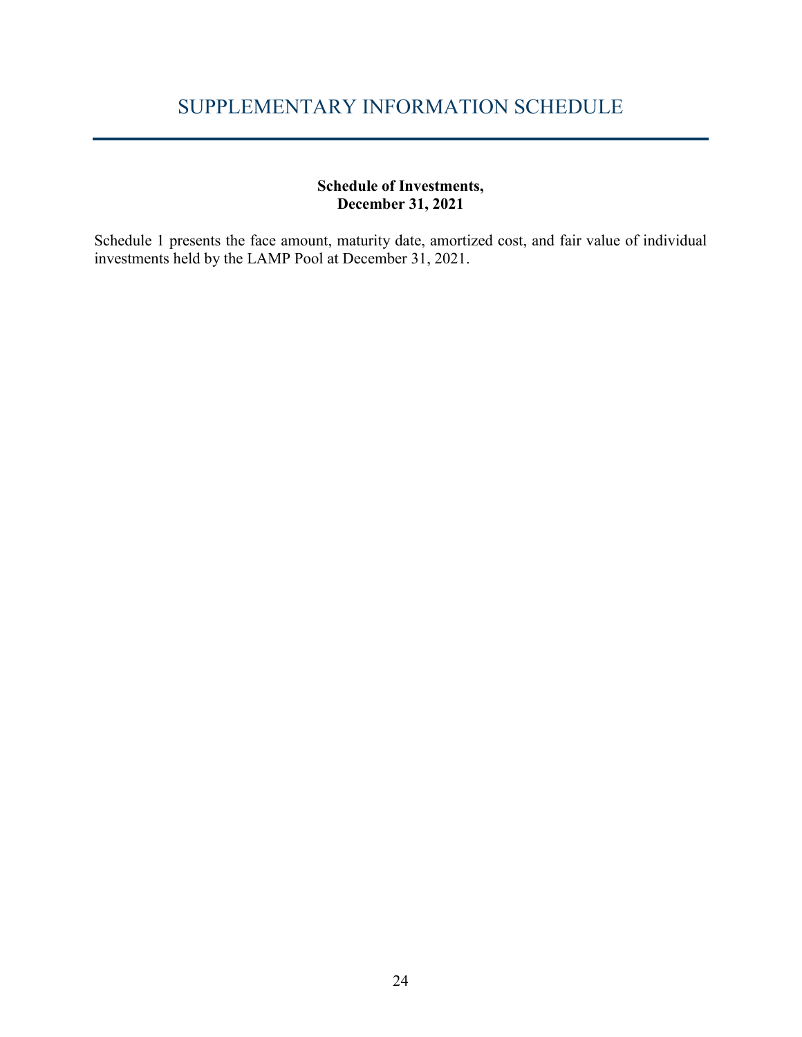# SUPPLEMENTARY INFORMATION SCHEDULE

**Schedule of Investments,
December 31, 2021**

Schedule 1 presents the face amount, maturity date, amortized cost, and fair value of individual investments held by the LAMP Pool at December 31, 2021.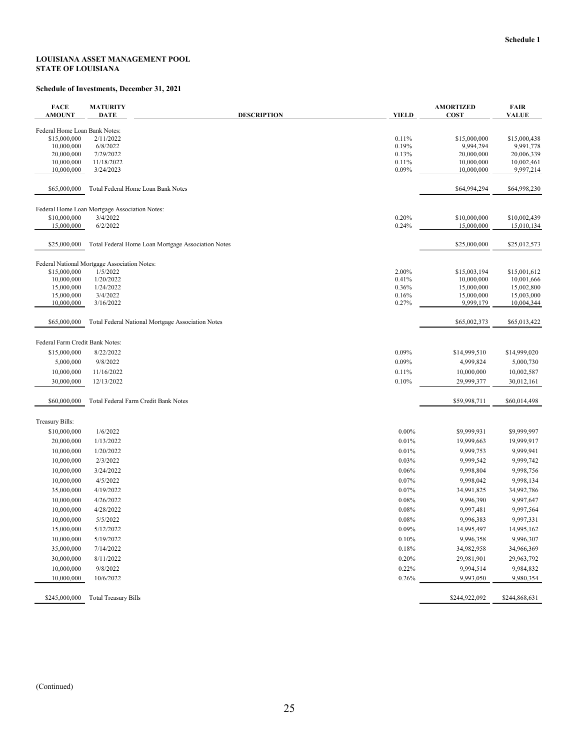Schedule 1

**LOUISIANA ASSET MANAGEMENT POOL**
**STATE OF LOUISIANA**

**Schedule of Investments, December 31, 2021**

| FACE AMOUNT | MATURITY DATE | DESCRIPTION | YIELD | AMORTIZED COST | FAIR VALUE |
|---|---|---|---|---|---|
| Federal Home Loan Bank Notes: | | | | | |
| $15,000,000 | 2/11/2022 | | 0.11% | $15,000,000 | $15,000,438 |
| 10,000,000 | 6/8/2022 | | 0.19% | 9,994,294 | 9,991,778 |
| 20,000,000 | 7/29/2022 | | 0.13% | 20,000,000 | 20,006,339 |
| 10,000,000 | 11/18/2022 | | 0.11% | 10,000,000 | 10,002,461 |
| 10,000,000 | 3/24/2023 | | 0.09% | 10,000,000 | 9,997,214 |
| $65,000,000 | Total Federal Home Loan Bank Notes | | | $64,994,294 | $64,998,230 |
| Federal Home Loan Mortgage Association Notes: | | | | | |
| $10,000,000 | 3/4/2022 | | 0.20% | $10,000,000 | $10,002,439 |
| 15,000,000 | 6/2/2022 | | 0.24% | 15,000,000 | 15,010,134 |
| $25,000,000 | Total Federal Home Loan Mortgage Association Notes | | | $25,000,000 | $25,012,573 |
| Federal National Mortgage Association Notes: | | | | | |
| $15,000,000 | 1/5/2022 | | 2.00% | $15,003,194 | $15,001,612 |
| 10,000,000 | 1/20/2022 | | 0.41% | 10,000,000 | 10,001,666 |
| 15,000,000 | 1/24/2022 | | 0.36% | 15,000,000 | 15,002,800 |
| 15,000,000 | 3/4/2022 | | 0.16% | 15,000,000 | 15,003,000 |
| 10,000,000 | 3/16/2022 | | 0.27% | 9,999,179 | 10,004,344 |
| $65,000,000 | Total Federal National Mortgage Association Notes | | | $65,002,373 | $65,013,422 |
| Federal Farm Credit Bank Notes: | | | | | |
| $15,000,000 | 8/22/2022 | | 0.09% | $14,999,510 | $14,999,020 |
| 5,000,000 | 9/8/2022 | | 0.09% | 4,999,824 | 5,000,730 |
| 10,000,000 | 11/16/2022 | | 0.11% | 10,000,000 | 10,002,587 |
| 30,000,000 | 12/13/2022 | | 0.10% | 29,999,377 | 30,012,161 |
| $60,000,000 | Total Federal Farm Credit Bank Notes | | | $59,998,711 | $60,014,498 |
| Treasury Bills: | | | | | |
| $10,000,000 | 1/6/2022 | | 0.00% | $9,999,931 | $9,999,997 |
| 20,000,000 | 1/13/2022 | | 0.01% | 19,999,663 | 19,999,917 |
| 10,000,000 | 1/20/2022 | | 0.01% | 9,999,753 | 9,999,941 |
| 10,000,000 | 2/3/2022 | | 0.03% | 9,999,542 | 9,999,742 |
| 10,000,000 | 3/24/2022 | | 0.06% | 9,998,804 | 9,998,756 |
| 10,000,000 | 4/5/2022 | | 0.07% | 9,998,042 | 9,998,134 |
| 35,000,000 | 4/19/2022 | | 0.07% | 34,991,825 | 34,992,786 |
| 10,000,000 | 4/26/2022 | | 0.08% | 9,996,390 | 9,997,647 |
| 10,000,000 | 4/28/2022 | | 0.08% | 9,997,481 | 9,997,564 |
| 10,000,000 | 5/5/2022 | | 0.08% | 9,996,383 | 9,997,331 |
| 15,000,000 | 5/12/2022 | | 0.09% | 14,995,497 | 14,995,162 |
| 10,000,000 | 5/19/2022 | | 0.10% | 9,996,358 | 9,996,307 |
| 35,000,000 | 7/14/2022 | | 0.18% | 34,982,958 | 34,966,369 |
| 30,000,000 | 8/11/2022 | | 0.20% | 29,981,901 | 29,963,792 |
| 10,000,000 | 9/8/2022 | | 0.22% | 9,994,514 | 9,984,832 |
| 10,000,000 | 10/6/2022 | | 0.26% | 9,993,050 | 9,980,354 |
| $245,000,000 | Total Treasury Bills | | | $244,922,092 | $244,868,631 |

(Continued)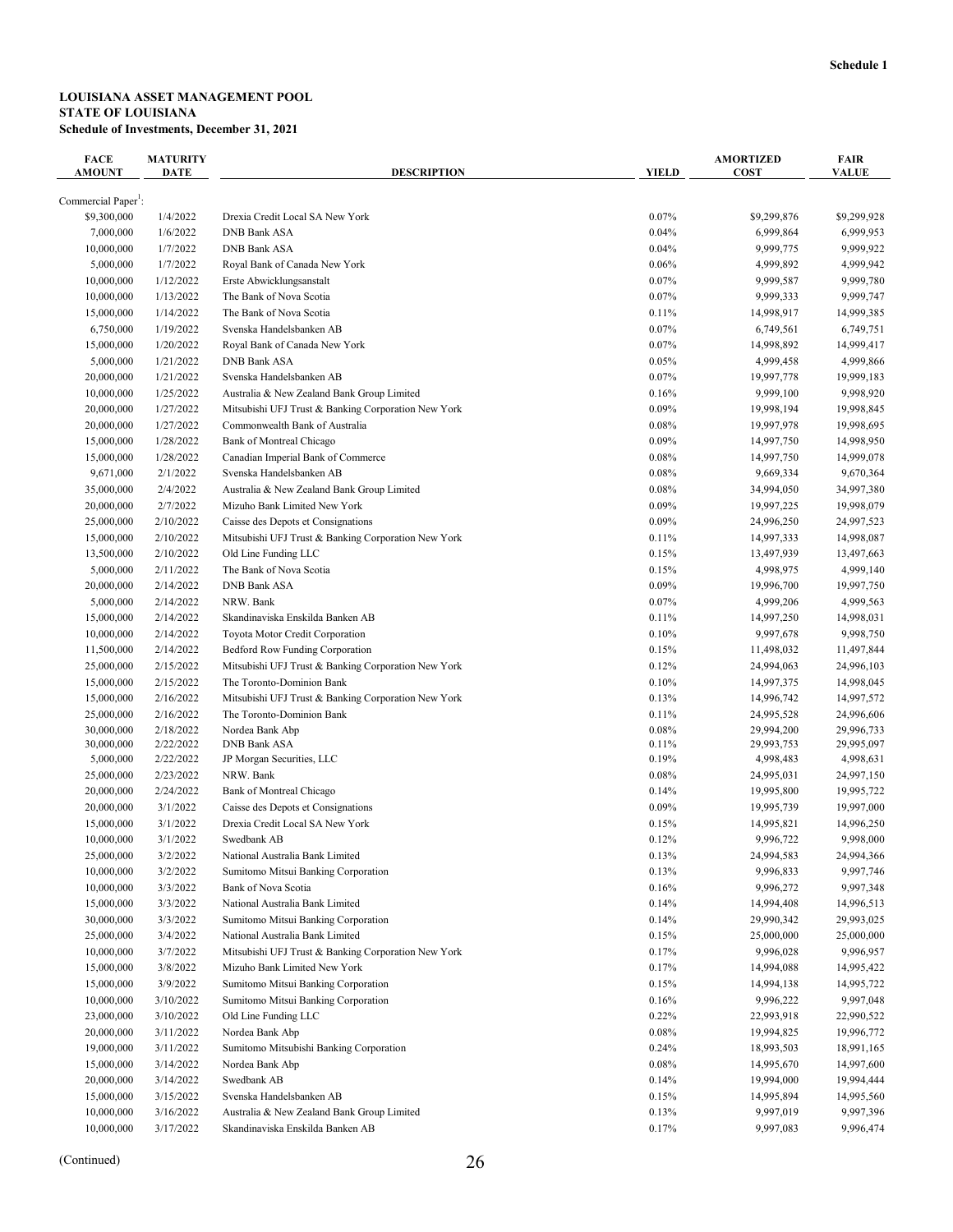**Schedule 1**

**LOUISIANA ASSET MANAGEMENT POOL**
**STATE OF LOUISIANA**
**Schedule of Investments, December 31, 2021**

| FACE AMOUNT | MATURITY DATE | DESCRIPTION | YIELD | AMORTIZED COST | FAIR VALUE |
|---|---|---|---|---|---|
| Commercial Paper[1]: | | | | | |
| $9,300,000 | 1/4/2022 | Drexia Credit Local SA New York | 0.07% | $9,299,876 | $9,299,928 |
| 7,000,000 | 1/6/2022 | DNB Bank ASA | 0.04% | 6,999,864 | 6,999,953 |
| 10,000,000 | 1/7/2022 | DNB Bank ASA | 0.04% | 9,999,775 | 9,999,922 |
| 5,000,000 | 1/7/2022 | Royal Bank of Canada New York | 0.06% | 4,999,892 | 4,999,942 |
| 10,000,000 | 1/12/2022 | Erste Abwicklungsanstalt | 0.07% | 9,999,587 | 9,999,780 |
| 10,000,000 | 1/13/2022 | The Bank of Nova Scotia | 0.07% | 9,999,333 | 9,999,747 |
| 15,000,000 | 1/14/2022 | The Bank of Nova Scotia | 0.11% | 14,998,917 | 14,999,385 |
| 6,750,000 | 1/19/2022 | Svenska Handelsbanken AB | 0.07% | 6,749,561 | 6,749,751 |
| 15,000,000 | 1/20/2022 | Royal Bank of Canada New York | 0.07% | 14,998,892 | 14,999,417 |
| 5,000,000 | 1/21/2022 | DNB Bank ASA | 0.05% | 4,999,458 | 4,999,866 |
| 20,000,000 | 1/21/2022 | Svenska Handelsbanken AB | 0.07% | 19,997,778 | 19,999,183 |
| 10,000,000 | 1/25/2022 | Australia & New Zealand Bank Group Limited | 0.16% | 9,999,100 | 9,998,920 |
| 20,000,000 | 1/27/2022 | Mitsubishi UFJ Trust & Banking Corporation New York | 0.09% | 19,998,194 | 19,998,845 |
| 20,000,000 | 1/27/2022 | Commonwealth Bank of Australia | 0.08% | 19,997,978 | 19,998,695 |
| 15,000,000 | 1/28/2022 | Bank of Montreal Chicago | 0.09% | 14,997,750 | 14,998,950 |
| 15,000,000 | 1/28/2022 | Canadian Imperial Bank of Commerce | 0.08% | 14,997,750 | 14,999,078 |
| 9,671,000 | 2/1/2022 | Svenska Handelsbanken AB | 0.08% | 9,669,334 | 9,670,364 |
| 35,000,000 | 2/4/2022 | Australia & New Zealand Bank Group Limited | 0.08% | 34,994,050 | 34,997,380 |
| 20,000,000 | 2/7/2022 | Mizuho Bank Limited New York | 0.09% | 19,997,225 | 19,998,079 |
| 25,000,000 | 2/10/2022 | Caisse des Depots et Consignations | 0.09% | 24,996,250 | 24,997,523 |
| 15,000,000 | 2/10/2022 | Mitsubishi UFJ Trust & Banking Corporation New York | 0.11% | 14,997,333 | 14,998,087 |
| 13,500,000 | 2/10/2022 | Old Line Funding LLC | 0.15% | 13,497,939 | 13,497,663 |
| 5,000,000 | 2/11/2022 | The Bank of Nova Scotia | 0.15% | 4,998,975 | 4,999,140 |
| 20,000,000 | 2/14/2022 | DNB Bank ASA | 0.09% | 19,996,700 | 19,997,750 |
| 5,000,000 | 2/14/2022 | NRW. Bank | 0.07% | 4,999,206 | 4,999,563 |
| 15,000,000 | 2/14/2022 | Skandinaviska Enskilda Banken AB | 0.11% | 14,997,250 | 14,998,031 |
| 10,000,000 | 2/14/2022 | Toyota Motor Credit Corporation | 0.10% | 9,997,678 | 9,998,750 |
| 11,500,000 | 2/14/2022 | Bedford Row Funding Corporation | 0.15% | 11,498,032 | 11,497,844 |
| 25,000,000 | 2/15/2022 | Mitsubishi UFJ Trust & Banking Corporation New York | 0.12% | 24,994,063 | 24,996,103 |
| 15,000,000 | 2/15/2022 | The Toronto-Dominion Bank | 0.10% | 14,997,375 | 14,998,045 |
| 15,000,000 | 2/16/2022 | Mitsubishi UFJ Trust & Banking Corporation New York | 0.13% | 14,996,742 | 14,997,572 |
| 25,000,000 | 2/16/2022 | The Toronto-Dominion Bank | 0.11% | 24,995,528 | 24,996,606 |
| 30,000,000 | 2/18/2022 | Nordea Bank Abp | 0.08% | 29,994,200 | 29,996,733 |
| 30,000,000 | 2/22/2022 | DNB Bank ASA | 0.11% | 29,993,753 | 29,995,097 |
| 5,000,000 | 2/22/2022 | JP Morgan Securities, LLC | 0.19% | 4,998,483 | 4,998,631 |
| 25,000,000 | 2/23/2022 | NRW. Bank | 0.08% | 24,995,031 | 24,997,150 |
| 20,000,000 | 2/24/2022 | Bank of Montreal Chicago | 0.14% | 19,995,800 | 19,995,722 |
| 20,000,000 | 3/1/2022 | Caisse des Depots et Consignations | 0.09% | 19,995,739 | 19,997,000 |
| 15,000,000 | 3/1/2022 | Drexia Credit Local SA New York | 0.15% | 14,995,821 | 14,996,250 |
| 10,000,000 | 3/1/2022 | Swedbank AB | 0.12% | 9,996,722 | 9,998,000 |
| 25,000,000 | 3/2/2022 | National Australia Bank Limited | 0.13% | 24,994,583 | 24,994,366 |
| 10,000,000 | 3/2/2022 | Sumitomo Mitsui Banking Corporation | 0.13% | 9,996,833 | 9,997,746 |
| 10,000,000 | 3/3/2022 | Bank of Nova Scotia | 0.16% | 9,996,272 | 9,997,348 |
| 15,000,000 | 3/3/2022 | National Australia Bank Limited | 0.14% | 14,994,408 | 14,996,513 |
| 30,000,000 | 3/3/2022 | Sumitomo Mitsui Banking Corporation | 0.14% | 29,990,342 | 29,993,025 |
| 25,000,000 | 3/4/2022 | National Australia Bank Limited | 0.15% | 25,000,000 | 25,000,000 |
| 10,000,000 | 3/7/2022 | Mitsubishi UFJ Trust & Banking Corporation New York | 0.17% | 9,996,028 | 9,996,957 |
| 15,000,000 | 3/8/2022 | Mizuho Bank Limited New York | 0.17% | 14,994,088 | 14,995,422 |
| 15,000,000 | 3/9/2022 | Sumitomo Mitsui Banking Corporation | 0.15% | 14,994,138 | 14,995,722 |
| 10,000,000 | 3/10/2022 | Sumitomo Mitsui Banking Corporation | 0.16% | 9,996,222 | 9,997,048 |
| 23,000,000 | 3/10/2022 | Old Line Funding LLC | 0.22% | 22,993,918 | 22,990,522 |
| 20,000,000 | 3/11/2022 | Nordea Bank Abp | 0.08% | 19,994,825 | 19,996,772 |
| 19,000,000 | 3/11/2022 | Sumitomo Mitsubishi Banking Corporation | 0.24% | 18,993,503 | 18,991,165 |
| 15,000,000 | 3/14/2022 | Nordea Bank Abp | 0.08% | 14,995,670 | 14,997,600 |
| 20,000,000 | 3/14/2022 | Swedbank AB | 0.14% | 19,994,000 | 19,994,444 |
| 15,000,000 | 3/15/2022 | Svenska Handelsbanken AB | 0.15% | 14,995,894 | 14,995,560 |
| 10,000,000 | 3/16/2022 | Australia & New Zealand Bank Group Limited | 0.13% | 9,997,019 | 9,997,396 |
| 10,000,000 | 3/17/2022 | Skandinaviska Enskilda Banken AB | 0.17% | 9,997,083 | 9,996,474 |

(Continued)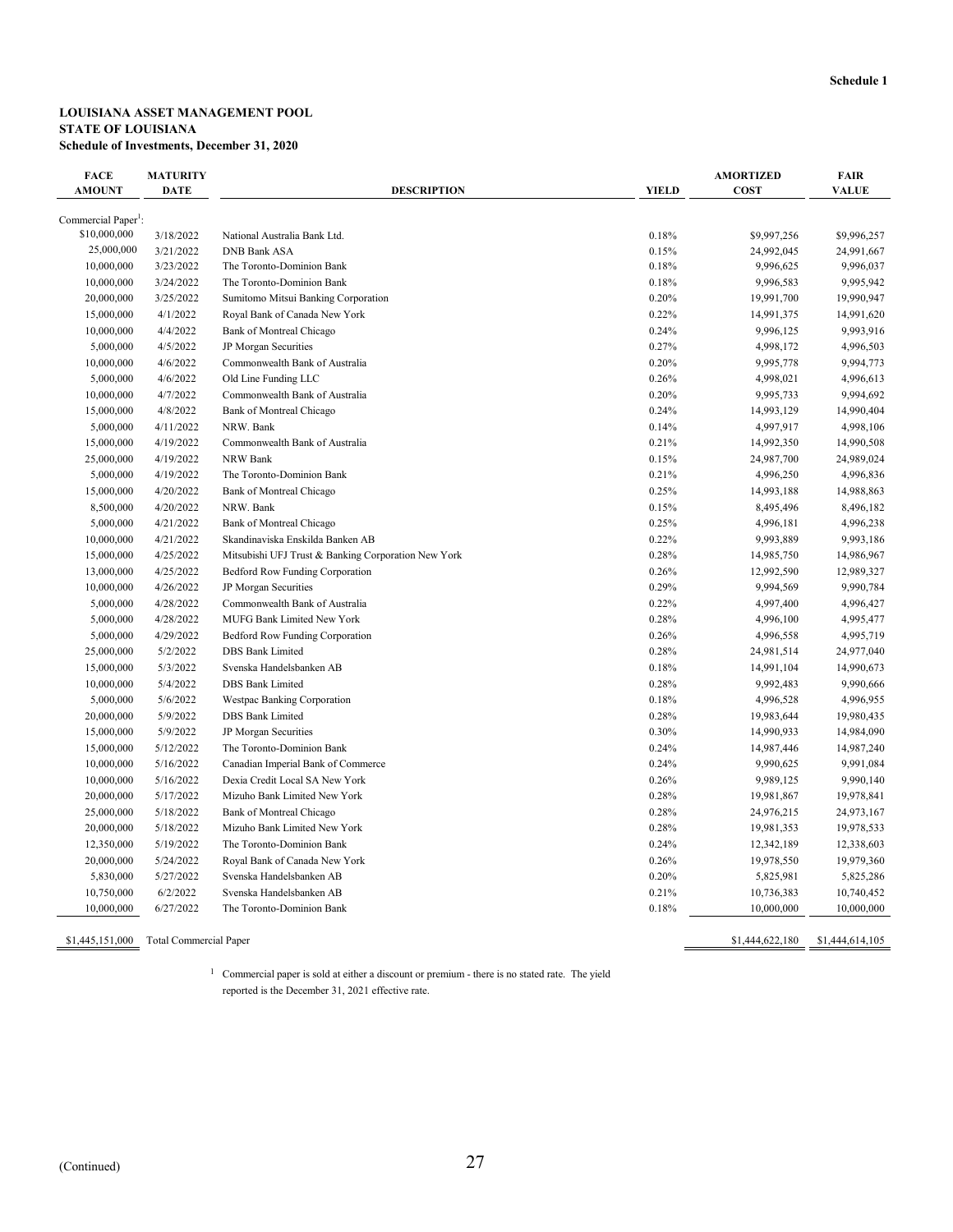**Schedule 1**

**LOUISIANA ASSET MANAGEMENT POOL**
**STATE OF LOUISIANA**
**Schedule of Investments, December 31, 2020**

| FACE AMOUNT | MATURITY DATE | DESCRIPTION | YIELD | AMORTIZED COST | FAIR VALUE |
|---|---|---|---|---|---|
| Commercial Paper[1]: | | | | | |
| $10,000,000 | 3/18/2022 | National Australia Bank Ltd. | 0.18% | $9,997,256 | $9,996,257 |
| 25,000,000 | 3/21/2022 | DNB Bank ASA | 0.15% | 24,992,045 | 24,991,667 |
| 10,000,000 | 3/23/2022 | The Toronto-Dominion Bank | 0.18% | 9,996,625 | 9,996,037 |
| 10,000,000 | 3/24/2022 | The Toronto-Dominion Bank | 0.18% | 9,996,583 | 9,995,942 |
| 20,000,000 | 3/25/2022 | Sumitomo Mitsui Banking Corporation | 0.20% | 19,991,700 | 19,990,947 |
| 15,000,000 | 4/1/2022 | Royal Bank of Canada New York | 0.22% | 14,991,375 | 14,991,620 |
| 10,000,000 | 4/4/2022 | Bank of Montreal Chicago | 0.24% | 9,996,125 | 9,993,916 |
| 5,000,000 | 4/5/2022 | JP Morgan Securities | 0.27% | 4,998,172 | 4,996,503 |
| 10,000,000 | 4/6/2022 | Commonwealth Bank of Australia | 0.20% | 9,995,778 | 9,994,773 |
| 5,000,000 | 4/6/2022 | Old Line Funding LLC | 0.26% | 4,998,021 | 4,996,613 |
| 10,000,000 | 4/7/2022 | Commonwealth Bank of Australia | 0.20% | 9,995,733 | 9,994,692 |
| 15,000,000 | 4/8/2022 | Bank of Montreal Chicago | 0.24% | 14,993,129 | 14,990,404 |
| 5,000,000 | 4/11/2022 | NRW. Bank | 0.14% | 4,997,917 | 4,998,106 |
| 15,000,000 | 4/19/2022 | Commonwealth Bank of Australia | 0.21% | 14,992,350 | 14,990,508 |
| 25,000,000 | 4/19/2022 | NRW Bank | 0.15% | 24,987,700 | 24,989,024 |
| 5,000,000 | 4/19/2022 | The Toronto-Dominion Bank | 0.21% | 4,996,250 | 4,996,836 |
| 15,000,000 | 4/20/2022 | Bank of Montreal Chicago | 0.25% | 14,993,188 | 14,988,863 |
| 8,500,000 | 4/20/2022 | NRW. Bank | 0.15% | 8,495,496 | 8,496,182 |
| 5,000,000 | 4/21/2022 | Bank of Montreal Chicago | 0.25% | 4,996,181 | 4,996,238 |
| 10,000,000 | 4/21/2022 | Skandinaviska Enskilda Banken AB | 0.22% | 9,993,889 | 9,993,186 |
| 15,000,000 | 4/25/2022 | Mitsubishi UFJ Trust & Banking Corporation New York | 0.28% | 14,985,750 | 14,986,967 |
| 13,000,000 | 4/25/2022 | Bedford Row Funding Corporation | 0.26% | 12,992,590 | 12,989,327 |
| 10,000,000 | 4/26/2022 | JP Morgan Securities | 0.29% | 9,994,569 | 9,990,784 |
| 5,000,000 | 4/28/2022 | Commonwealth Bank of Australia | 0.22% | 4,997,400 | 4,996,427 |
| 5,000,000 | 4/28/2022 | MUFG Bank Limited New York | 0.28% | 4,996,100 | 4,995,477 |
| 5,000,000 | 4/29/2022 | Bedford Row Funding Corporation | 0.26% | 4,996,558 | 4,995,719 |
| 25,000,000 | 5/2/2022 | DBS Bank Limited | 0.28% | 24,981,514 | 24,977,040 |
| 15,000,000 | 5/3/2022 | Svenska Handelsbanken AB | 0.18% | 14,991,104 | 14,990,673 |
| 10,000,000 | 5/4/2022 | DBS Bank Limited | 0.28% | 9,992,483 | 9,990,666 |
| 5,000,000 | 5/6/2022 | Westpac Banking Corporation | 0.18% | 4,996,528 | 4,996,955 |
| 20,000,000 | 5/9/2022 | DBS Bank Limited | 0.28% | 19,983,644 | 19,980,435 |
| 15,000,000 | 5/9/2022 | JP Morgan Securities | 0.30% | 14,990,933 | 14,984,090 |
| 15,000,000 | 5/12/2022 | The Toronto-Dominion Bank | 0.24% | 14,987,446 | 14,987,240 |
| 10,000,000 | 5/16/2022 | Canadian Imperial Bank of Commerce | 0.24% | 9,990,625 | 9,991,084 |
| 10,000,000 | 5/16/2022 | Dexia Credit Local SA New York | 0.26% | 9,989,125 | 9,990,140 |
| 20,000,000 | 5/17/2022 | Mizuho Bank Limited New York | 0.28% | 19,981,867 | 19,978,841 |
| 25,000,000 | 5/18/2022 | Bank of Montreal Chicago | 0.28% | 24,976,215 | 24,973,167 |
| 20,000,000 | 5/18/2022 | Mizuho Bank Limited New York | 0.28% | 19,981,353 | 19,978,533 |
| 12,350,000 | 5/19/2022 | The Toronto-Dominion Bank | 0.24% | 12,342,189 | 12,338,603 |
| 20,000,000 | 5/24/2022 | Royal Bank of Canada New York | 0.26% | 19,978,550 | 19,979,360 |
| 5,830,000 | 5/27/2022 | Svenska Handelsbanken AB | 0.20% | 5,825,981 | 5,825,286 |
| 10,750,000 | 6/2/2022 | Svenska Handelsbanken AB | 0.21% | 10,736,383 | 10,740,452 |
| 10,000,000 | 6/27/2022 | The Toronto-Dominion Bank | 0.18% | 10,000,000 | 10,000,000 |
| $1,445,151,000 | Total Commercial Paper | | | $1,444,622,180 | $1,444,614,105 |

[1] Commercial paper is sold at either a discount or premium - there is no stated rate. The yield reported is the December 31, 2021 effective rate.

(Continued)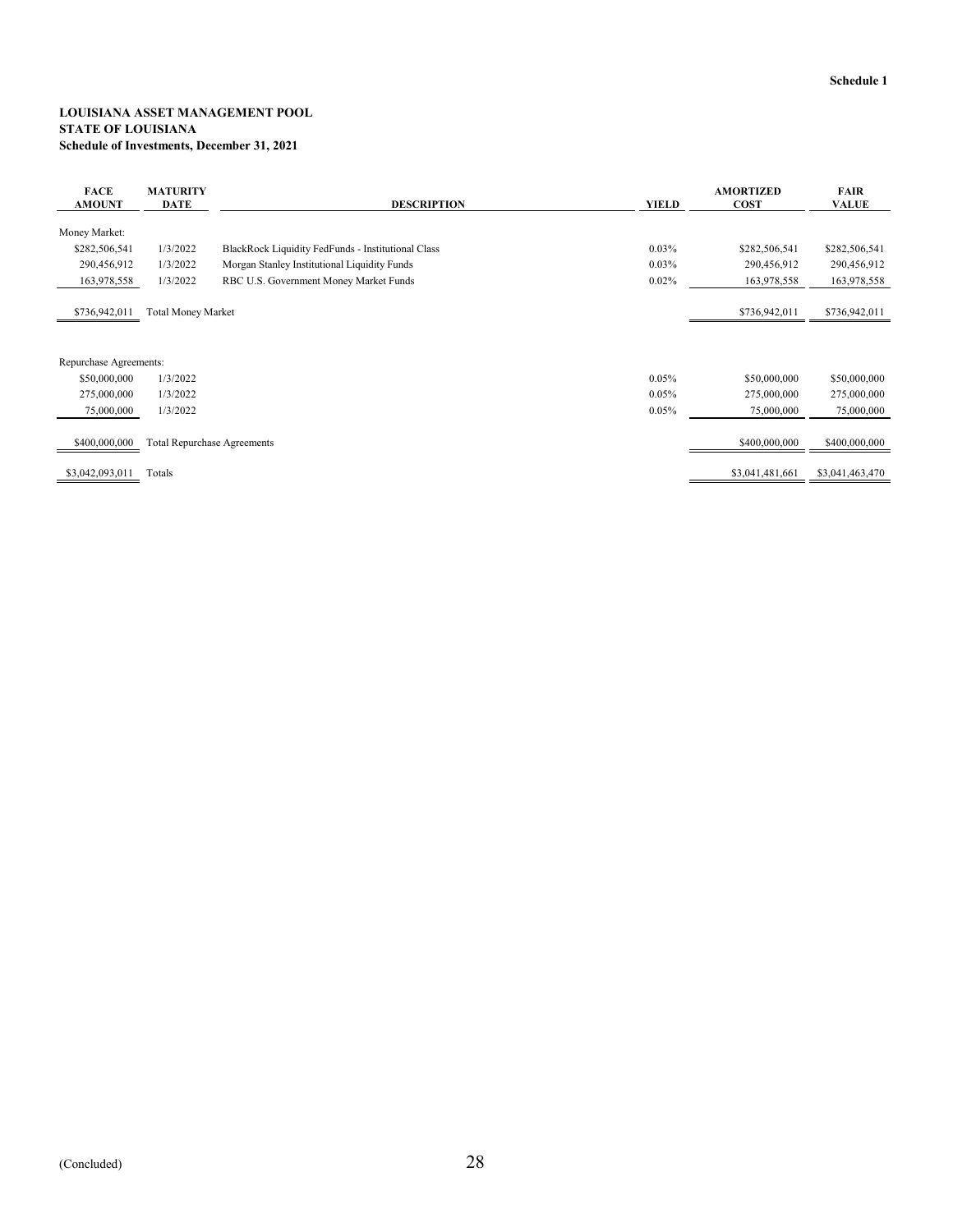Schedule 1

**LOUISIANA ASSET MANAGEMENT POOL**
**STATE OF LOUISIANA**
**Schedule of Investments, December 31, 2021**

| FACE AMOUNT | MATURITY DATE | DESCRIPTION | YIELD | AMORTIZED COST | FAIR VALUE |
|---|---|---|---|---|---|
| Money Market: | | | | | |
| $282,506,541 | 1/3/2022 | BlackRock Liquidity FedFunds - Institutional Class | 0.03% | $282,506,541 | $282,506,541 |
| 290,456,912 | 1/3/2022 | Morgan Stanley Institutional Liquidity Funds | 0.03% | 290,456,912 | 290,456,912 |
| 163,978,558 | 1/3/2022 | RBC U.S. Government Money Market Funds | 0.02% | 163,978,558 | 163,978,558 |
| $736,942,011 | Total Money Market | | | $736,942,011 | $736,942,011 |
| Repurchase Agreements: | | | | | |
| $50,000,000 | 1/3/2022 | | 0.05% | $50,000,000 | $50,000,000 |
| 275,000,000 | 1/3/2022 | | 0.05% | 275,000,000 | 275,000,000 |
| 75,000,000 | 1/3/2022 | | 0.05% | 75,000,000 | 75,000,000 |
| $400,000,000 | Total Repurchase Agreements | | | $400,000,000 | $400,000,000 |
| $3,042,093,011 | Totals | | | $3,041,481,661 | $3,041,463,470 |

(Concluded)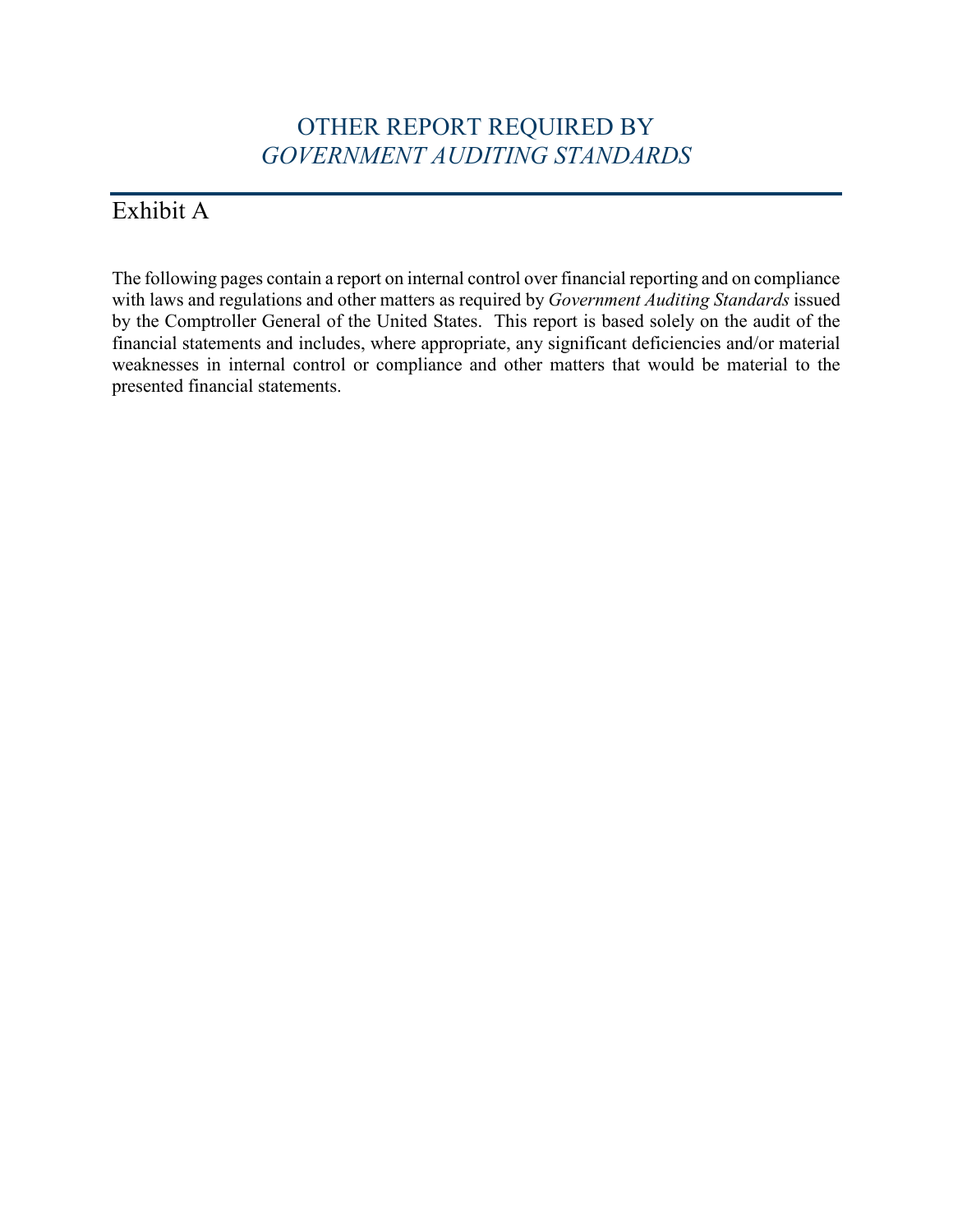# OTHER REPORT REQUIRED BY *GOVERNMENT AUDITING STANDARDS*

## Exhibit A

The following pages contain a report on internal control over financial reporting and on compliance with laws and regulations and other matters as required by *Government Auditing Standards* issued by the Comptroller General of the United States. This report is based solely on the audit of the financial statements and includes, where appropriate, any significant deficiencies and/or material weaknesses in internal control or compliance and other matters that would be material to the presented financial statements.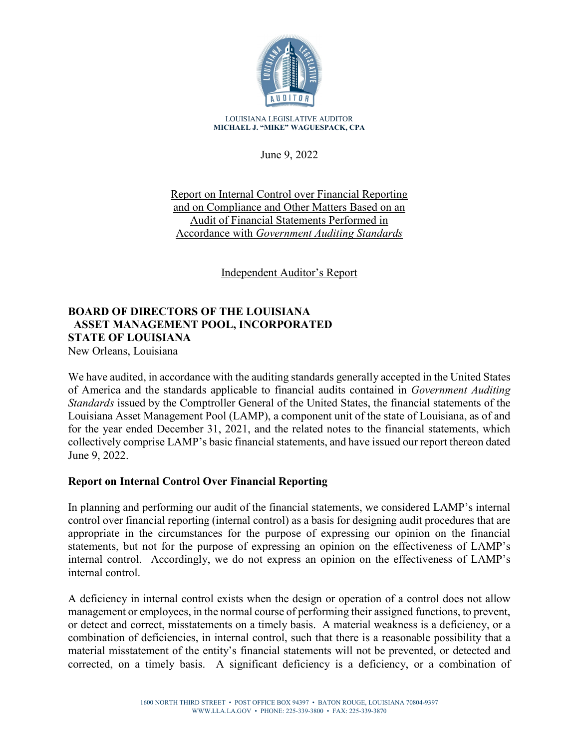LOUISIANA LEGISLATIVE AUDITOR
**MICHAEL J. "MIKE" WAGUESPACK, CPA**

June 9, 2022

Report on Internal Control over Financial Reporting and on Compliance and Other Matters Based on an Audit of Financial Statements Performed in Accordance with *Government Auditing Standards*

Independent Auditor's Report

**BOARD OF DIRECTORS OF THE LOUISIANA ASSET MANAGEMENT POOL, INCORPORATED**
**STATE OF LOUISIANA**
New Orleans, Louisiana

We have audited, in accordance with the auditing standards generally accepted in the United States of America and the standards applicable to financial audits contained in *Government Auditing Standards* issued by the Comptroller General of the United States, the financial statements of the Louisiana Asset Management Pool (LAMP), a component unit of the state of Louisiana, as of and for the year ended December 31, 2021, and the related notes to the financial statements, which collectively comprise LAMP's basic financial statements, and have issued our report thereon dated June 9, 2022.

## Report on Internal Control Over Financial Reporting

In planning and performing our audit of the financial statements, we considered LAMP's internal control over financial reporting (internal control) as a basis for designing audit procedures that are appropriate in the circumstances for the purpose of expressing our opinion on the financial statements, but not for the purpose of expressing an opinion on the effectiveness of LAMP's internal control. Accordingly, we do not express an opinion on the effectiveness of LAMP's internal control.

A deficiency in internal control exists when the design or operation of a control does not allow management or employees, in the normal course of performing their assigned functions, to prevent, or detect and correct, misstatements on a timely basis. A material weakness is a deficiency, or a combination of deficiencies, in internal control, such that there is a reasonable possibility that a material misstatement of the entity's financial statements will not be prevented, or detected and corrected, on a timely basis. A significant deficiency is a deficiency, or a combination of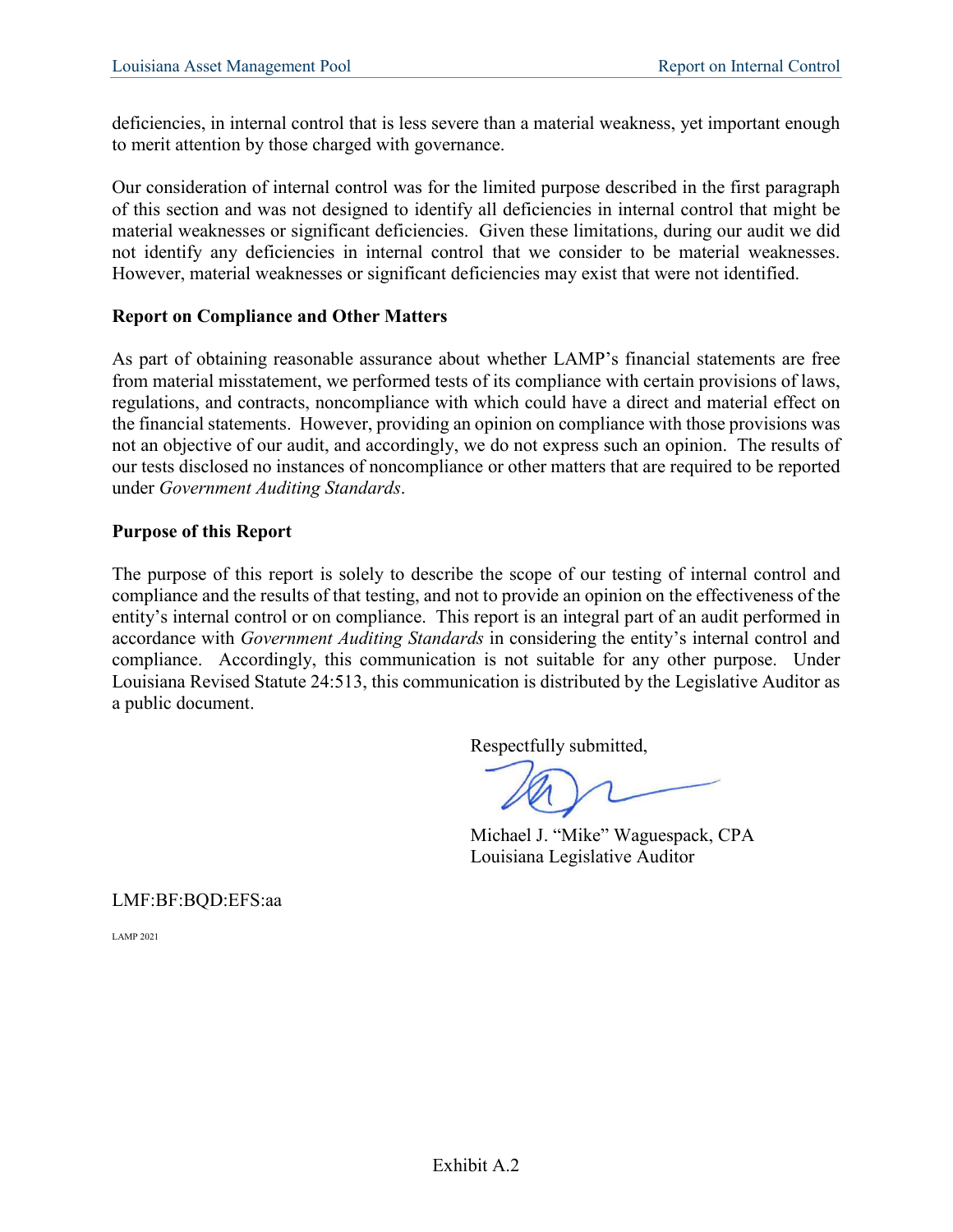deficiencies, in internal control that is less severe than a material weakness, yet important enough to merit attention by those charged with governance.

Our consideration of internal control was for the limited purpose described in the first paragraph of this section and was not designed to identify all deficiencies in internal control that might be material weaknesses or significant deficiencies. Given these limitations, during our audit we did not identify any deficiencies in internal control that we consider to be material weaknesses. However, material weaknesses or significant deficiencies may exist that were not identified.

**Report on Compliance and Other Matters**

As part of obtaining reasonable assurance about whether LAMP's financial statements are free from material misstatement, we performed tests of its compliance with certain provisions of laws, regulations, and contracts, noncompliance with which could have a direct and material effect on the financial statements. However, providing an opinion on compliance with those provisions was not an objective of our audit, and accordingly, we do not express such an opinion. The results of our tests disclosed no instances of noncompliance or other matters that are required to be reported under *Government Auditing Standards*.

**Purpose of this Report**

The purpose of this report is solely to describe the scope of our testing of internal control and compliance and the results of that testing, and not to provide an opinion on the effectiveness of the entity's internal control or on compliance. This report is an integral part of an audit performed in accordance with *Government Auditing Standards* in considering the entity's internal control and compliance. Accordingly, this communication is not suitable for any other purpose. Under Louisiana Revised Statute 24:513, this communication is distributed by the Legislative Auditor as a public document.

Respectfully submitted,

Michael J. "Mike" Waguespack, CPA
Louisiana Legislative Auditor

LMF:BF:BQD:EFS:aa

LAMP 2021

Exhibit A.2